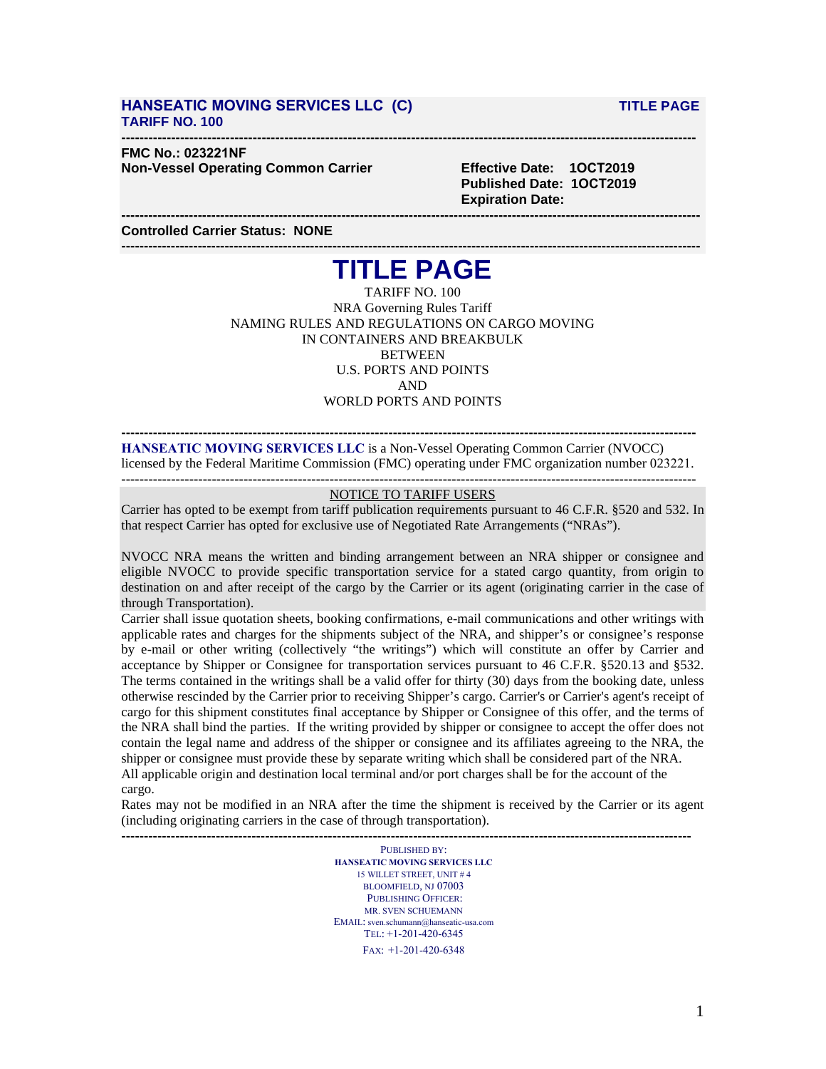**HANSEATIC MOVING SERVICES LLC (C)** **TITLE PAGE**
**TARIFF NO. 100**

---

**FMC No.: 023221NF**
**Non-Vessel Operating Common Carrier**

**Effective Date: 1OCT2019**
**Published Date: 1OCT2019**
**Expiration Date:**

---

**Controlled Carrier Status: NONE**

---

# TITLE PAGE

TARIFF NO. 100
NRA Governing Rules Tariff
NAMING RULES AND REGULATIONS ON CARGO MOVING
IN CONTAINERS AND BREAKBULK
BETWEEN
U.S. PORTS AND POINTS
AND
WORLD PORTS AND POINTS

---

**HANSEATIC MOVING SERVICES LLC** is a Non-Vessel Operating Common Carrier (NVOCC) licensed by the Federal Maritime Commission (FMC) operating under FMC organization number 023221.

---

NOTICE TO TARIFF USERS

Carrier has opted to be exempt from tariff publication requirements pursuant to 46 C.F.R. §520 and 532. In that respect Carrier has opted for exclusive use of Negotiated Rate Arrangements ("NRAs").

NVOCC NRA means the written and binding arrangement between an NRA shipper or consignee and eligible NVOCC to provide specific transportation service for a stated cargo quantity, from origin to destination on and after receipt of the cargo by the Carrier or its agent (originating carrier in the case of through Transportation).

Carrier shall issue quotation sheets, booking confirmations, e-mail communications and other writings with applicable rates and charges for the shipments subject of the NRA, and shipper's or consignee's response by e-mail or other writing (collectively "the writings") which will constitute an offer by Carrier and acceptance by Shipper or Consignee for transportation services pursuant to 46 C.F.R. §520.13 and §532. The terms contained in the writings shall be a valid offer for thirty (30) days from the booking date, unless otherwise rescinded by the Carrier prior to receiving Shipper's cargo. Carrier's or Carrier's agent's receipt of cargo for this shipment constitutes final acceptance by Shipper or Consignee of this offer, and the terms of the NRA shall bind the parties. If the writing provided by shipper or consignee to accept the offer does not contain the legal name and address of the shipper or consignee and its affiliates agreeing to the NRA, the shipper or consignee must provide these by separate writing which shall be considered part of the NRA.

All applicable origin and destination local terminal and/or port charges shall be for the account of the cargo.

Rates may not be modified in an NRA after the time the shipment is received by the Carrier or its agent (including originating carriers in the case of through transportation).

---

PUBLISHED BY:
**HANSEATIC MOVING SERVICES LLC**
15 WILLET STREET, UNIT # 4
BLOOMFIELD, NJ 07003
PUBLISHING OFFICER:
MR. SVEN SCHUEMANN
EMAIL: sven.schumann@hanseatic-usa.com
TEL: +1-201-420-6345
FAX: +1-201-420-6348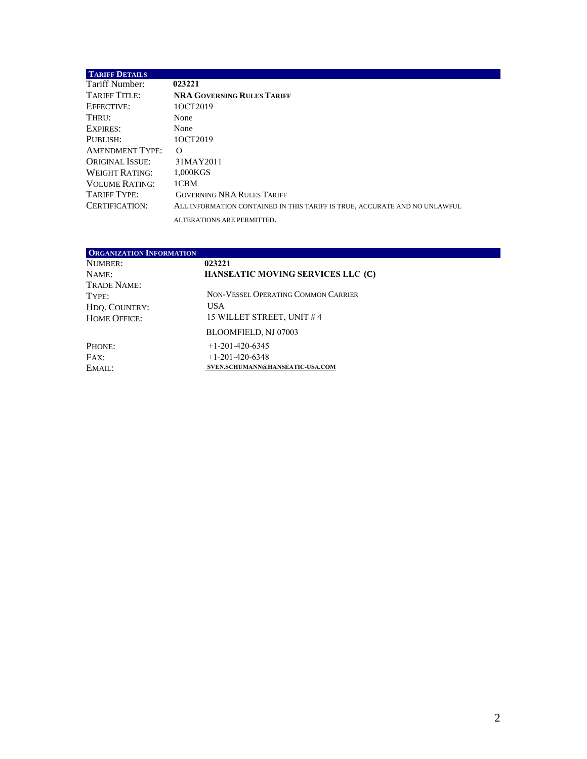## TARIFF DETAILS

| | |
|---|---|
| Tariff Number: | **023221** |
| TARIFF TITLE: | **NRA GOVERNING RULES TARIFF** |
| EFFECTIVE: | 1OCT2019 |
| THRU: | None |
| EXPIRES: | None |
| PUBLISH: | 1OCT2019 |
| AMENDMENT TYPE: | O |
| ORIGINAL ISSUE: | 31MAY2011 |
| WEIGHT RATING: | 1,000KGS |
| VOLUME RATING: | 1CBM |
| TARIFF TYPE: | GOVERNING NRA RULES TARIFF |
| CERTIFICATION: | ALL INFORMATION CONTAINED IN THIS TARIFF IS TRUE, ACCURATE AND NO UNLAWFUL ALTERATIONS ARE PERMITTED. |

## ORGANIZATION INFORMATION

| | |
|---|---|
| NUMBER: | **023221** |
| NAME: | **HANSEATIC MOVING SERVICES LLC (C)** |
| TRADE NAME: | |
| TYPE: | NON-VESSEL OPERATING COMMON CARRIER |
| HDQ. COUNTRY: | USA |
| HOME OFFICE: | 15 WILLET STREET, UNIT # 4<br>BLOOMFIELD, NJ 07003 |
| PHONE: | +1-201-420-6345 |
| FAX: | +1-201-420-6348 |
| EMAIL: | SVEN.SCHUMANN@HANSEATIC-USA.COM |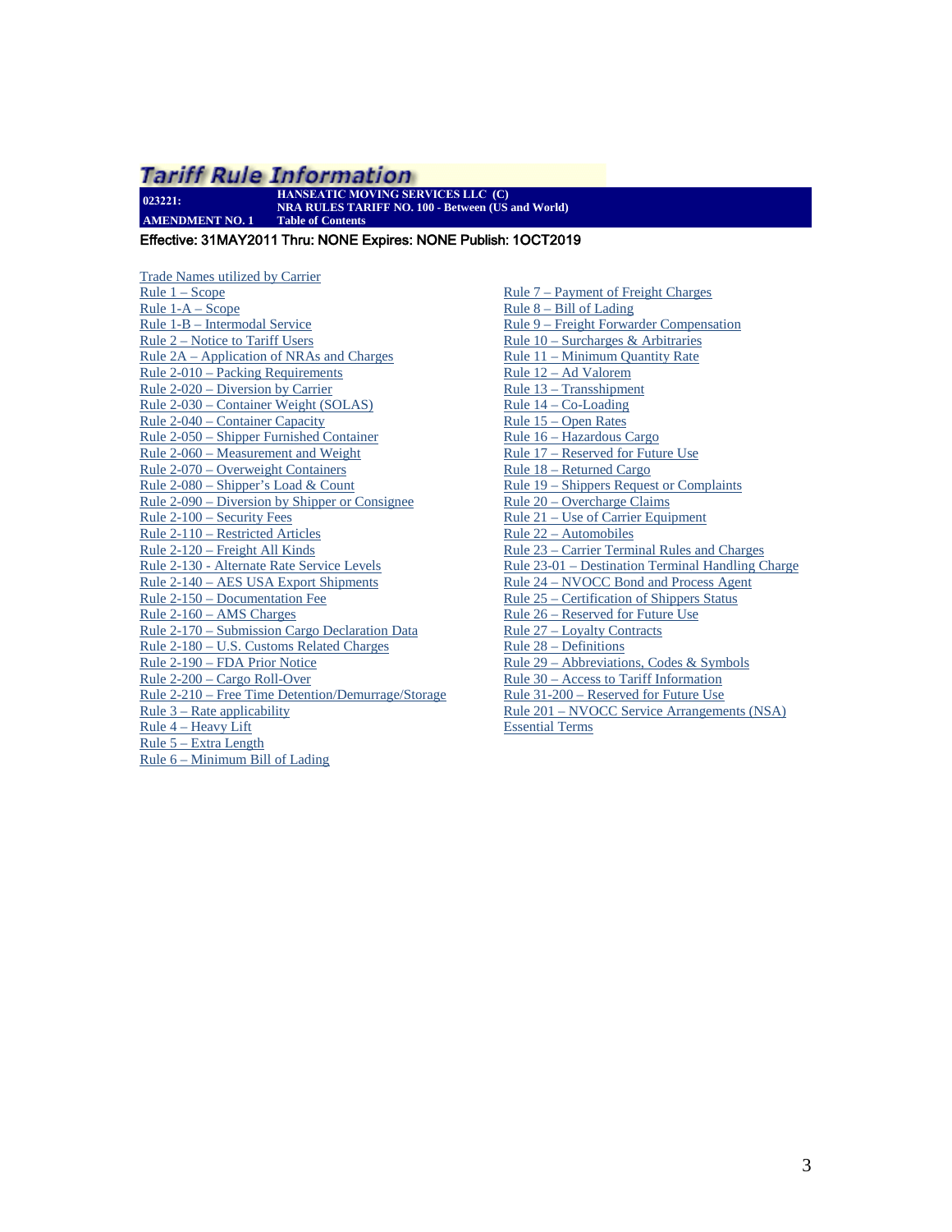# Tariff Rule Information

**023221:** **HANSEATIC MOVING SERVICES LLC (C)**
**NRA RULES TARIFF NO. 100 - Between (US and World)**
**AMENDMENT NO. 1** **Table of Contents**

**Effective: 31MAY2011 Thru: NONE Expires: NONE Publish: 1OCT2019**

Trade Names utilized by Carrier
Rule 1 – Scope
Rule 1-A – Scope
Rule 1-B – Intermodal Service
Rule 2 – Notice to Tariff Users
Rule 2A – Application of NRAs and Charges
Rule 2-010 – Packing Requirements
Rule 2-020 – Diversion by Carrier
Rule 2-030 – Container Weight (SOLAS)
Rule 2-040 – Container Capacity
Rule 2-050 – Shipper Furnished Container
Rule 2-060 – Measurement and Weight
Rule 2-070 – Overweight Containers
Rule 2-080 – Shipper's Load & Count
Rule 2-090 – Diversion by Shipper or Consignee
Rule 2-100 – Security Fees
Rule 2-110 – Restricted Articles
Rule 2-120 – Freight All Kinds
Rule 2-130 - Alternate Rate Service Levels
Rule 2-140 – AES USA Export Shipments
Rule 2-150 – Documentation Fee
Rule 2-160 – AMS Charges
Rule 2-170 – Submission Cargo Declaration Data
Rule 2-180 – U.S. Customs Related Charges
Rule 2-190 – FDA Prior Notice
Rule 2-200 – Cargo Roll-Over
Rule 2-210 – Free Time Detention/Demurrage/Storage
Rule 3 – Rate applicability
Rule 4 – Heavy Lift
Rule 5 – Extra Length
Rule 6 – Minimum Bill of Lading
Rule 7 – Payment of Freight Charges
Rule 8 – Bill of Lading
Rule 9 – Freight Forwarder Compensation
Rule 10 – Surcharges & Arbitraries
Rule 11 – Minimum Quantity Rate
Rule 12 – Ad Valorem
Rule 13 – Transshipment
Rule 14 – Co-Loading
Rule 15 – Open Rates
Rule 16 – Hazardous Cargo
Rule 17 – Reserved for Future Use
Rule 18 – Returned Cargo
Rule 19 – Shippers Request or Complaints
Rule 20 – Overcharge Claims
Rule 21 – Use of Carrier Equipment
Rule 22 – Automobiles
Rule 23 – Carrier Terminal Rules and Charges
Rule 23-01 – Destination Terminal Handling Charge
Rule 24 – NVOCC Bond and Process Agent
Rule 25 – Certification of Shippers Status
Rule 26 – Reserved for Future Use
Rule 27 – Loyalty Contracts
Rule 28 – Definitions
Rule 29 – Abbreviations, Codes & Symbols
Rule 30 – Access to Tariff Information
Rule 31-200 – Reserved for Future Use
Rule 201 – NVOCC Service Arrangements (NSA)
Essential Terms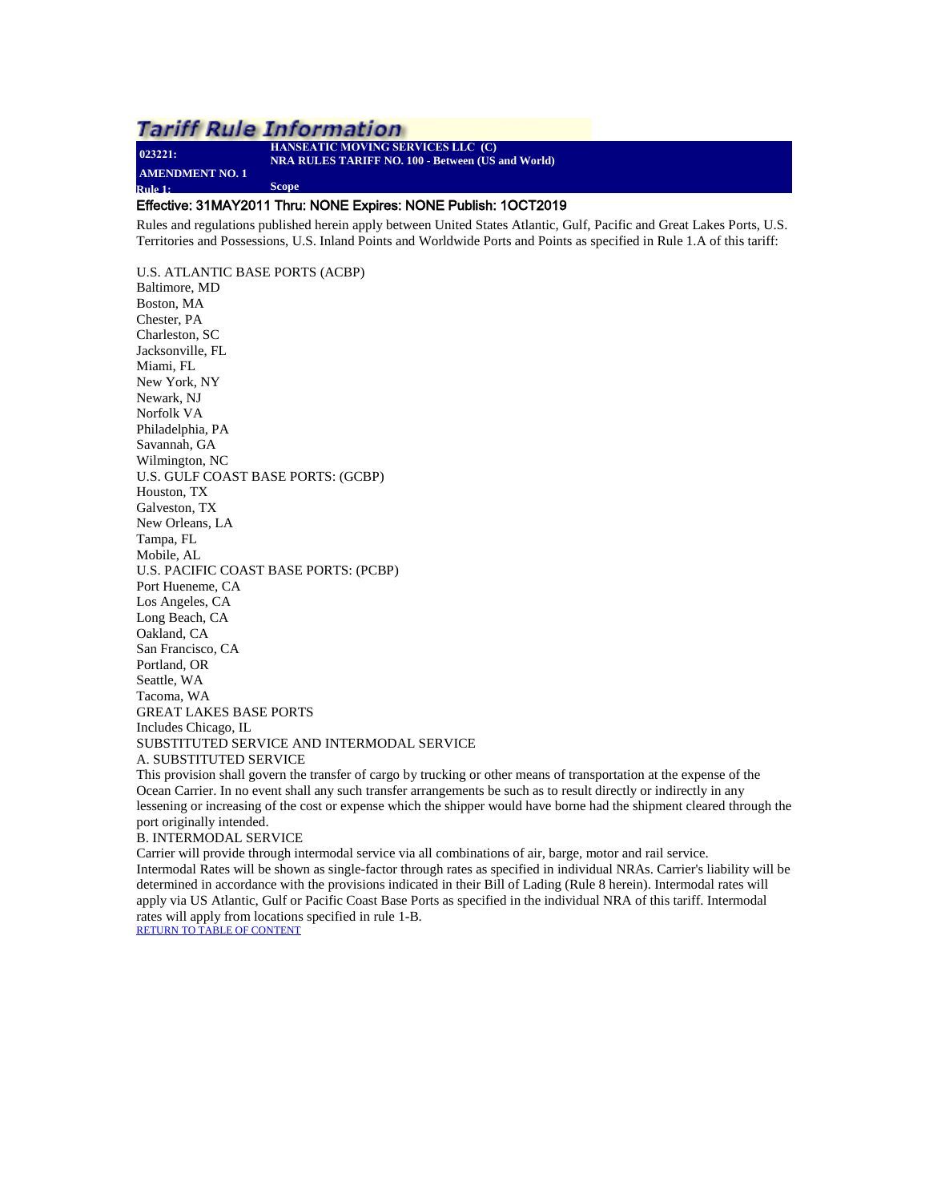# Tariff Rule Information

**023221:** **HANSEATIC MOVING SERVICES LLC (C)**
**NRA RULES TARIFF NO. 100 - Between (US and World)**

**AMENDMENT NO. 1**

**Rule 1:** **Scope**

Effective: 31MAY2011 Thru: NONE Expires: NONE Publish: 1OCT2019

Rules and regulations published herein apply between United States Atlantic, Gulf, Pacific and Great Lakes Ports, U.S. Territories and Possessions, U.S. Inland Points and Worldwide Ports and Points as specified in Rule 1.A of this tariff:

U.S. ATLANTIC BASE PORTS (ACBP)
Baltimore, MD
Boston, MA
Chester, PA
Charleston, SC
Jacksonville, FL
Miami, FL
New York, NY
Newark, NJ
Norfolk VA
Philadelphia, PA
Savannah, GA
Wilmington, NC
U.S. GULF COAST BASE PORTS: (GCBP)
Houston, TX
Galveston, TX
New Orleans, LA
Tampa, FL
Mobile, AL
U.S. PACIFIC COAST BASE PORTS: (PCBP)
Port Hueneme, CA
Los Angeles, CA
Long Beach, CA
Oakland, CA
San Francisco, CA
Portland, OR
Seattle, WA
Tacoma, WA
GREAT LAKES BASE PORTS
Includes Chicago, IL
SUBSTITUTED SERVICE AND INTERMODAL SERVICE
A. SUBSTITUTED SERVICE
This provision shall govern the transfer of cargo by trucking or other means of transportation at the expense of the Ocean Carrier. In no event shall any such transfer arrangements be such as to result directly or indirectly in any lessening or increasing of the cost or expense which the shipper would have borne had the shipment cleared through the port originally intended.
B. INTERMODAL SERVICE
Carrier will provide through intermodal service via all combinations of air, barge, motor and rail service.
Intermodal Rates will be shown as single-factor through rates as specified in individual NRAs. Carrier's liability will be determined in accordance with the provisions indicated in their Bill of Lading (Rule 8 herein). Intermodal rates will apply via US Atlantic, Gulf or Pacific Coast Base Ports as specified in the individual NRA of this tariff. Intermodal rates will apply from locations specified in rule 1-B.

RETURN TO TABLE OF CONTENT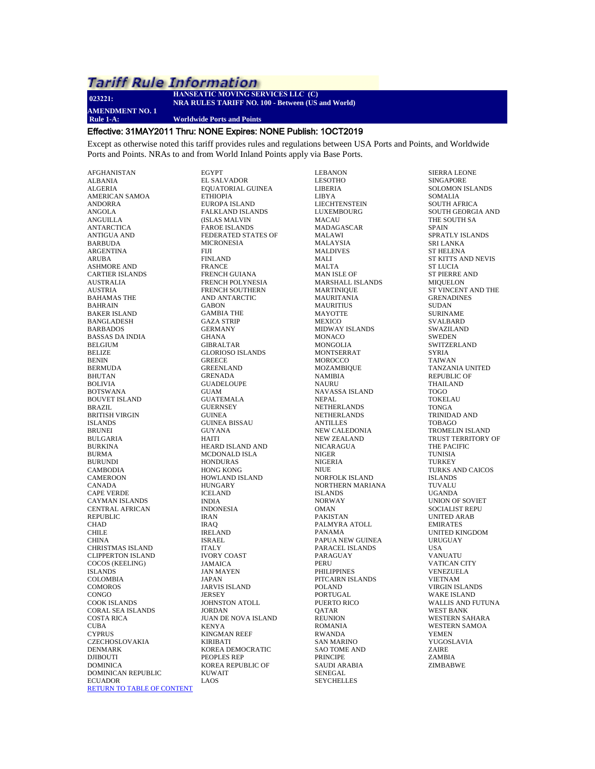# Tariff Rule Information

**023221:** **HANSEATIC MOVING SERVICES LLC (C)**
**NRA RULES TARIFF NO. 100 - Between (US and World)**

**AMENDMENT NO. 1**

**Rule 1-A:** **Worldwide Ports and Points**

## Effective: 31MAY2011 Thru: NONE Expires: NONE Publish: 1OCT2019

Except as otherwise noted this tariff provides rules and regulations between USA Ports and Points, and Worldwide Ports and Points. NRAs to and from World Inland Points apply via Base Ports.

AFGHANISTAN
ALBANIA
ALGERIA
AMERICAN SAMOA
ANDORRA
ANGOLA
ANGUILLA
ANTARCTICA
ANTIGUA AND
BARBUDA
ARGENTINA
ARUBA
ASHMORE AND
CARTIER ISLANDS
AUSTRALIA
AUSTRIA
BAHAMAS THE
BAHRAIN
BAKER ISLAND
BANGLADESH
BARBADOS
BASSAS DA INDIA
BELGIUM
BELIZE
BENIN
BERMUDA
BHUTAN
BOLIVIA
BOTSWANA
BOUVET ISLAND
BRAZIL
BRITISH VIRGIN
ISLANDS
BRUNEI
BULGARIA
BURKINA
BURMA
BURUNDI
CAMBODIA
CAMEROON
CANADA
CAPE VERDE
CAYMAN ISLANDS
CENTRAL AFRICAN
REPUBLIC
CHAD
CHILE
CHINA
CHRISTMAS ISLAND
CLIPPERTON ISLAND
COCOS (KEELING)
ISLANDS
COLOMBIA
COMOROS
CONGO
COOK ISLANDS
CORAL SEA ISLANDS
COSTA RICA
CUBA
CYPRUS
CZECHOSLOVAKIA
DENMARK
DJIBOUTI
DOMINICA
DOMINICAN REPUBLIC
ECUADOR
EGYPT
EL SALVADOR
EQUATORIAL GUINEA
ETHIOPIA
EUROPA ISLAND
FALKLAND ISLANDS
(ISLAS MALVIN
FAROE ISLANDS
FEDERATED STATES OF
MICRONESIA
FIJI
FINLAND
FRANCE
FRENCH GUIANA
FRENCH POLYNESIA
FRENCH SOUTHERN
AND ANTARCTIC
GABON
GAMBIA THE
GAZA STRIP
GERMANY
GHANA
GIBRALTAR
GLORIOSO ISLANDS
GREECE
GREENLAND
GRENADA
GUADELOUPE
GUAM
GUATEMALA
GUERNSEY
GUINEA
GUINEA BISSAU
GUYANA
HAITI
HEARD ISLAND AND
MCDONALD ISLA
HONDURAS
HONG KONG
HOWLAND ISLAND
HUNGARY
ICELAND
INDIA
INDONESIA
IRAN
IRAQ
IRELAND
ISRAEL
ITALY
IVORY COAST
JAMAICA
JAN MAYEN
JAPAN
JARVIS ISLAND
JERSEY
JOHNSTON ATOLL
JORDAN
JUAN DE NOVA ISLAND
KENYA
KINGMAN REEF
KIRIBATI
KOREA DEMOCRATIC
PEOPLES REP
KOREA REPUBLIC OF
KUWAIT
LAOS
LEBANON
LESOTHO
LIBERIA
LIBYA
LIECHTENSTEIN
LUXEMBOURG
MACAU
MADAGASCAR
MALAWI
MALAYSIA
MALDIVES
MALI
MALTA
MAN ISLE OF
MARSHALL ISLANDS
MARTINIQUE
MAURITANIA
MAURITIUS
MAYOTTE
MEXICO
MIDWAY ISLANDS
MONACO
MONGOLIA
MONTSERRAT
MOROCCO
MOZAMBIQUE
NAMIBIA
NAURU
NAVASSA ISLAND
NEPAL
NETHERLANDS
NETHERLANDS
ANTILLES
NEW CALEDONIA
NEW ZEALAND
NICARAGUA
NIGER
NIGERIA
NIUE
NORFOLK ISLAND
NORTHERN MARIANA
ISLANDS
NORWAY
OMAN
PAKISTAN
PALMYRA ATOLL
PANAMA
PAPUA NEW GUINEA
PARACEL ISLANDS
PARAGUAY
PERU
PHILIPPINES
PITCAIRN ISLANDS
POLAND
PORTUGAL
PUERTO RICO
QATAR
REUNION
ROMANIA
RWANDA
SAN MARINO
SAO TOME AND
PRINCIPE
SAUDI ARABIA
SENEGAL
SEYCHELLES
SIERRA LEONE
SINGAPORE
SOLOMON ISLANDS
SOMALIA
SOUTH AFRICA
SOUTH GEORGIA AND
THE SOUTH SA
SPAIN
SPRATLY ISLANDS
SRI LANKA
ST HELENA
ST KITTS AND NEVIS
ST LUCIA
ST PIERRE AND
MIQUELON
ST VINCENT AND THE
GRENADINES
SUDAN
SURINAME
SVALBARD
SWAZILAND
SWEDEN
SWITZERLAND
SYRIA
TAIWAN
TANZANIA UNITED
REPUBLIC OF
THAILAND
TOGO
TOKELAU
TONGA
TRINIDAD AND
TOBAGO
TROMELIN ISLAND
TRUST TERRITORY OF
THE PACIFIC
TUNISIA
TURKEY
TURKS AND CAICOS
ISLANDS
TUVALU
UGANDA
UNION OF SOVIET
SOCIALIST REPU
UNITED ARAB
EMIRATES
UNITED KINGDOM
URUGUAY
USA
VANUATU
VATICAN CITY
VENEZUELA
VIETNAM
VIRGIN ISLANDS
WAKE ISLAND
WALLIS AND FUTUNA
WEST BANK
WESTERN SAHARA
WESTERN SAMOA
YEMEN
YUGOSLAVIA
ZAIRE
ZAMBIA
ZIMBABWE

RETURN TO TABLE OF CONTENT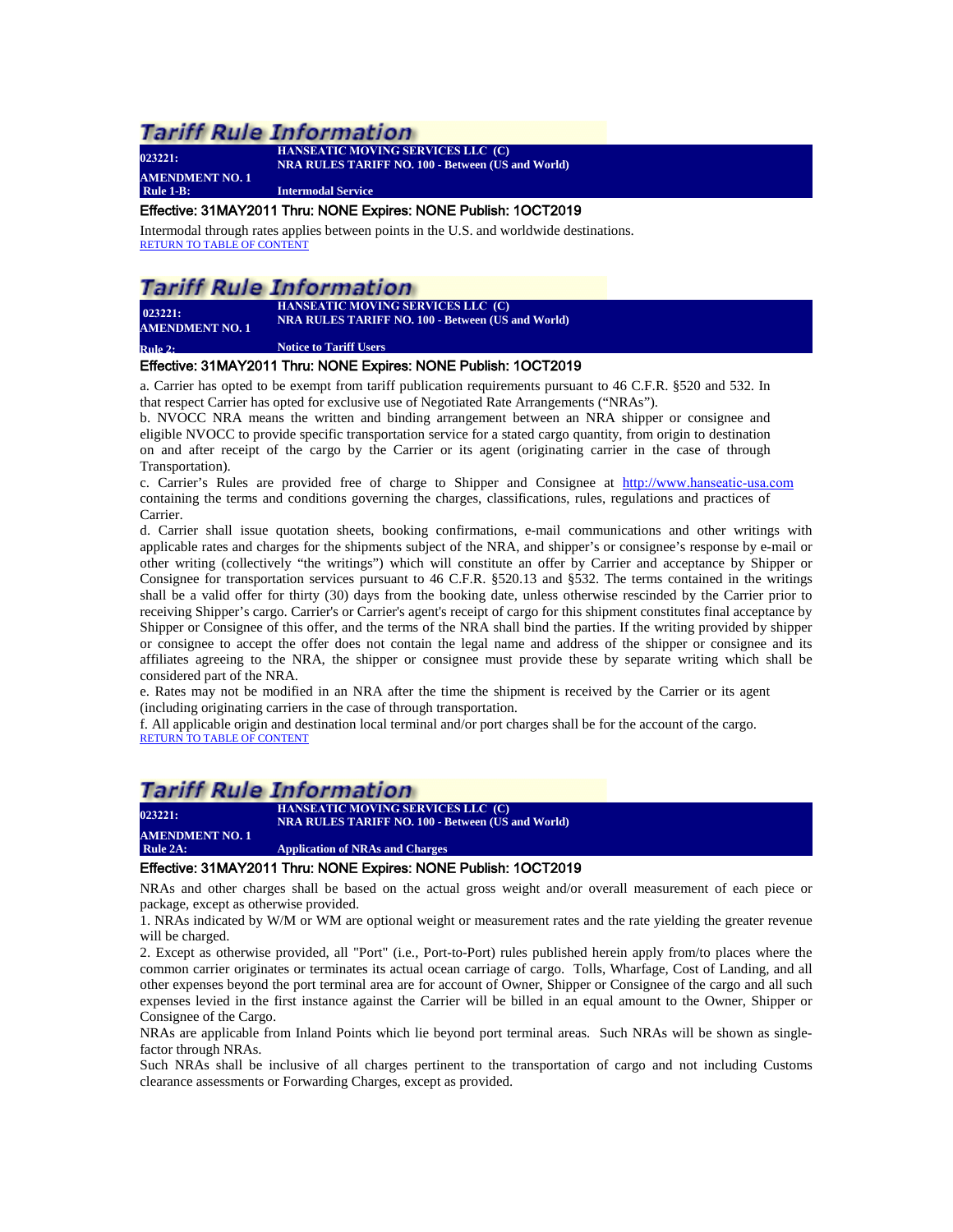## Tariff Rule Information

**023221:** **HANSEATIC MOVING SERVICES LLC (C)**
**NRA RULES TARIFF NO. 100 - Between (US and World)**
**AMENDMENT NO. 1**
**Rule 1-B:** **Intermodal Service**

Effective: 31MAY2011 Thru: NONE Expires: NONE Publish: 1OCT2019

Intermodal through rates applies between points in the U.S. and worldwide destinations.
RETURN TO TABLE OF CONTENT

## Tariff Rule Information

**023221:** **HANSEATIC MOVING SERVICES LLC (C)**
**NRA RULES TARIFF NO. 100 - Between (US and World)**
**AMENDMENT NO. 1**
**Rule 2:** **Notice to Tariff Users**

Effective: 31MAY2011 Thru: NONE Expires: NONE Publish: 1OCT2019

a. Carrier has opted to be exempt from tariff publication requirements pursuant to 46 C.F.R. §520 and 532. In that respect Carrier has opted for exclusive use of Negotiated Rate Arrangements ("NRAs").
b. NVOCC NRA means the written and binding arrangement between an NRA shipper or consignee and eligible NVOCC to provide specific transportation service for a stated cargo quantity, from origin to destination on and after receipt of the cargo by the Carrier or its agent (originating carrier in the case of through Transportation).
c. Carrier's Rules are provided free of charge to Shipper and Consignee at http://www.hanseatic-usa.com containing the terms and conditions governing the charges, classifications, rules, regulations and practices of Carrier.
d. Carrier shall issue quotation sheets, booking confirmations, e-mail communications and other writings with applicable rates and charges for the shipments subject of the NRA, and shipper's or consignee's response by e-mail or other writing (collectively "the writings") which will constitute an offer by Carrier and acceptance by Shipper or Consignee for transportation services pursuant to 46 C.F.R. §520.13 and §532. The terms contained in the writings shall be a valid offer for thirty (30) days from the booking date, unless otherwise rescinded by the Carrier prior to receiving Shipper's cargo. Carrier's or Carrier's agent's receipt of cargo for this shipment constitutes final acceptance by Shipper or Consignee of this offer, and the terms of the NRA shall bind the parties. If the writing provided by shipper or consignee to accept the offer does not contain the legal name and address of the shipper or consignee and its affiliates agreeing to the NRA, the shipper or consignee must provide these by separate writing which shall be considered part of the NRA.
e. Rates may not be modified in an NRA after the time the shipment is received by the Carrier or its agent (including originating carriers in the case of through transportation.
f. All applicable origin and destination local terminal and/or port charges shall be for the account of the cargo.
RETURN TO TABLE OF CONTENT

## Tariff Rule Information

**023221:** **HANSEATIC MOVING SERVICES LLC (C)**
**NRA RULES TARIFF NO. 100 - Between (US and World)**
**AMENDMENT NO. 1**
**Rule 2A:** **Application of NRAs and Charges**

Effective: 31MAY2011 Thru: NONE Expires: NONE Publish: 1OCT2019

NRAs and other charges shall be based on the actual gross weight and/or overall measurement of each piece or package, except as otherwise provided.
1. NRAs indicated by W/M or WM are optional weight or measurement rates and the rate yielding the greater revenue will be charged.
2. Except as otherwise provided, all "Port" (i.e., Port-to-Port) rules published herein apply from/to places where the common carrier originates or terminates its actual ocean carriage of cargo. Tolls, Wharfage, Cost of Landing, and all other expenses beyond the port terminal area are for account of Owner, Shipper or Consignee of the cargo and all such expenses levied in the first instance against the Carrier will be billed in an equal amount to the Owner, Shipper or Consignee of the Cargo.
NRAs are applicable from Inland Points which lie beyond port terminal areas. Such NRAs will be shown as single-factor through NRAs.
Such NRAs shall be inclusive of all charges pertinent to the transportation of cargo and not including Customs clearance assessments or Forwarding Charges, except as provided.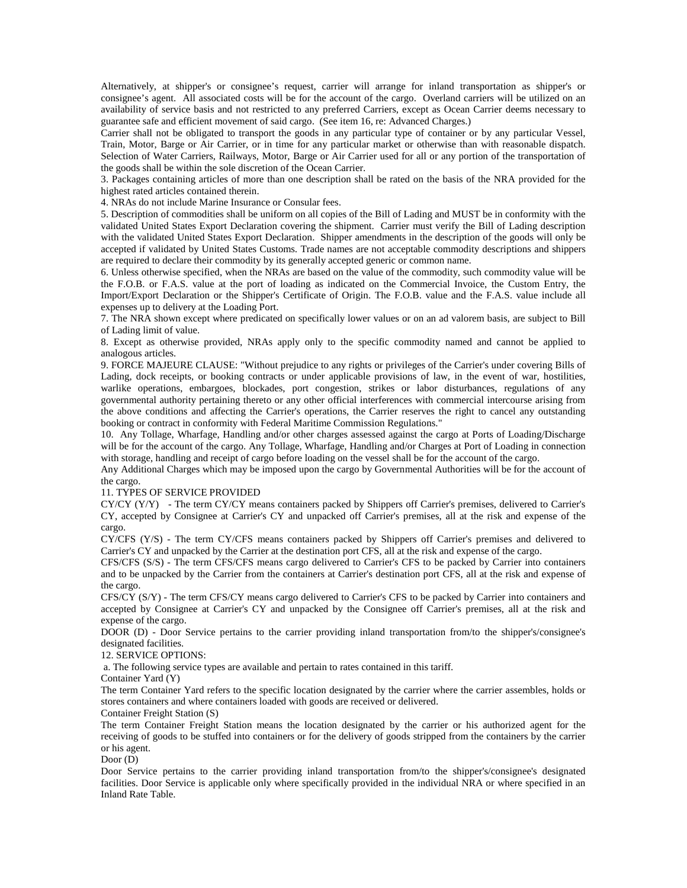Alternatively, at shipper's or consignee's request, carrier will arrange for inland transportation as shipper's or consignee's agent. All associated costs will be for the account of the cargo. Overland carriers will be utilized on an availability of service basis and not restricted to any preferred Carriers, except as Ocean Carrier deems necessary to guarantee safe and efficient movement of said cargo. (See item 16, re: Advanced Charges.)

Carrier shall not be obligated to transport the goods in any particular type of container or by any particular Vessel, Train, Motor, Barge or Air Carrier, or in time for any particular market or otherwise than with reasonable dispatch. Selection of Water Carriers, Railways, Motor, Barge or Air Carrier used for all or any portion of the transportation of the goods shall be within the sole discretion of the Ocean Carrier.

3. Packages containing articles of more than one description shall be rated on the basis of the NRA provided for the highest rated articles contained therein.

4. NRAs do not include Marine Insurance or Consular fees.

5. Description of commodities shall be uniform on all copies of the Bill of Lading and MUST be in conformity with the validated United States Export Declaration covering the shipment. Carrier must verify the Bill of Lading description with the validated United States Export Declaration. Shipper amendments in the description of the goods will only be accepted if validated by United States Customs. Trade names are not acceptable commodity descriptions and shippers are required to declare their commodity by its generally accepted generic or common name.

6. Unless otherwise specified, when the NRAs are based on the value of the commodity, such commodity value will be the F.O.B. or F.A.S. value at the port of loading as indicated on the Commercial Invoice, the Custom Entry, the Import/Export Declaration or the Shipper's Certificate of Origin. The F.O.B. value and the F.A.S. value include all expenses up to delivery at the Loading Port.

7. The NRA shown except where predicated on specifically lower values or on an ad valorem basis, are subject to Bill of Lading limit of value.

8. Except as otherwise provided, NRAs apply only to the specific commodity named and cannot be applied to analogous articles.

9. FORCE MAJEURE CLAUSE: "Without prejudice to any rights or privileges of the Carrier's under covering Bills of Lading, dock receipts, or booking contracts or under applicable provisions of law, in the event of war, hostilities, warlike operations, embargoes, blockades, port congestion, strikes or labor disturbances, regulations of any governmental authority pertaining thereto or any other official interferences with commercial intercourse arising from the above conditions and affecting the Carrier's operations, the Carrier reserves the right to cancel any outstanding booking or contract in conformity with Federal Maritime Commission Regulations."

10. Any Tollage, Wharfage, Handling and/or other charges assessed against the cargo at Ports of Loading/Discharge will be for the account of the cargo. Any Tollage, Wharfage, Handling and/or Charges at Port of Loading in connection with storage, handling and receipt of cargo before loading on the vessel shall be for the account of the cargo.

Any Additional Charges which may be imposed upon the cargo by Governmental Authorities will be for the account of the cargo.

11. TYPES OF SERVICE PROVIDED

CY/CY (Y/Y) - The term CY/CY means containers packed by Shippers off Carrier's premises, delivered to Carrier's CY, accepted by Consignee at Carrier's CY and unpacked off Carrier's premises, all at the risk and expense of the cargo.

CY/CFS (Y/S) - The term CY/CFS means containers packed by Shippers off Carrier's premises and delivered to Carrier's CY and unpacked by the Carrier at the destination port CFS, all at the risk and expense of the cargo.

CFS/CFS (S/S) - The term CFS/CFS means cargo delivered to Carrier's CFS to be packed by Carrier into containers and to be unpacked by the Carrier from the containers at Carrier's destination port CFS, all at the risk and expense of the cargo.

CFS/CY (S/Y) - The term CFS/CY means cargo delivered to Carrier's CFS to be packed by Carrier into containers and accepted by Consignee at Carrier's CY and unpacked by the Consignee off Carrier's premises, all at the risk and expense of the cargo.

DOOR (D) - Door Service pertains to the carrier providing inland transportation from/to the shipper's/consignee's designated facilities.

12. SERVICE OPTIONS:

a. The following service types are available and pertain to rates contained in this tariff.

Container Yard (Y)

The term Container Yard refers to the specific location designated by the carrier where the carrier assembles, holds or stores containers and where containers loaded with goods are received or delivered.

Container Freight Station (S)

The term Container Freight Station means the location designated by the carrier or his authorized agent for the receiving of goods to be stuffed into containers or for the delivery of goods stripped from the containers by the carrier or his agent.

Door (D)

Door Service pertains to the carrier providing inland transportation from/to the shipper's/consignee's designated facilities. Door Service is applicable only where specifically provided in the individual NRA or where specified in an Inland Rate Table.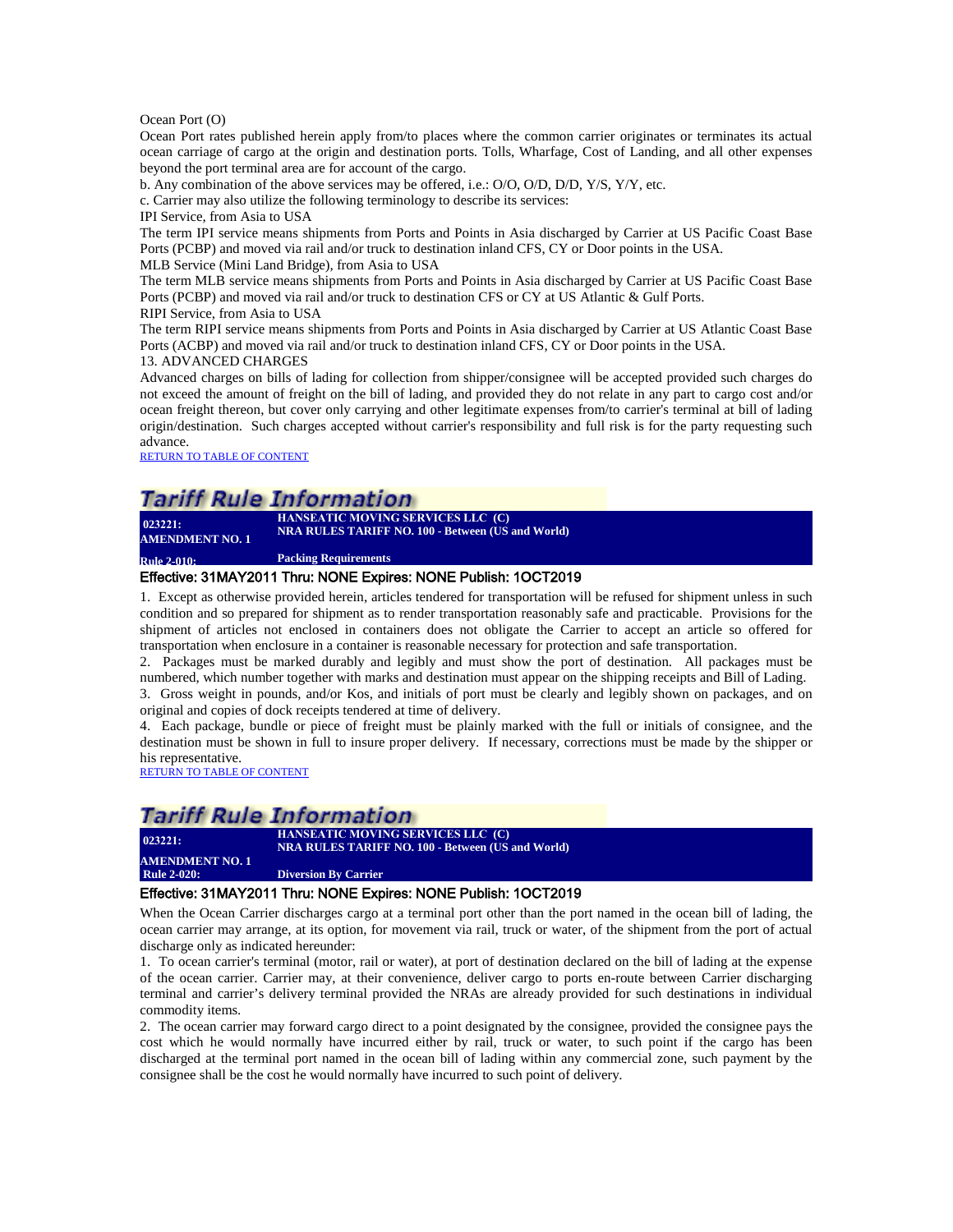Ocean Port (O)

Ocean Port rates published herein apply from/to places where the common carrier originates or terminates its actual ocean carriage of cargo at the origin and destination ports. Tolls, Wharfage, Cost of Landing, and all other expenses beyond the port terminal area are for account of the cargo.

b. Any combination of the above services may be offered, i.e.: O/O, O/D, D/D, Y/S, Y/Y, etc.

c. Carrier may also utilize the following terminology to describe its services:

IPI Service, from Asia to USA

The term IPI service means shipments from Ports and Points in Asia discharged by Carrier at US Pacific Coast Base Ports (PCBP) and moved via rail and/or truck to destination inland CFS, CY or Door points in the USA.

MLB Service (Mini Land Bridge), from Asia to USA

The term MLB service means shipments from Ports and Points in Asia discharged by Carrier at US Pacific Coast Base Ports (PCBP) and moved via rail and/or truck to destination CFS or CY at US Atlantic & Gulf Ports.

RIPI Service, from Asia to USA

The term RIPI service means shipments from Ports and Points in Asia discharged by Carrier at US Atlantic Coast Base Ports (ACBP) and moved via rail and/or truck to destination inland CFS, CY or Door points in the USA.

13. ADVANCED CHARGES

Advanced charges on bills of lading for collection from shipper/consignee will be accepted provided such charges do not exceed the amount of freight on the bill of lading, and provided they do not relate in any part to cargo cost and/or ocean freight thereon, but cover only carrying and other legitimate expenses from/to carrier's terminal at bill of lading origin/destination. Such charges accepted without carrier's responsibility and full risk is for the party requesting such advance.

RETURN TO TABLE OF CONTENT

# Tariff Rule Information

| 023221: AMENDMENT NO. 1 | HANSEATIC MOVING SERVICES LLC (C) NRA RULES TARIFF NO. 100 - Between (US and World) |
|---|---|
| Rule 2-010: | Packing Requirements |

Effective: 31MAY2011 Thru: NONE Expires: NONE Publish: 1OCT2019

1. Except as otherwise provided herein, articles tendered for transportation will be refused for shipment unless in such condition and so prepared for shipment as to render transportation reasonably safe and practicable. Provisions for the shipment of articles not enclosed in containers does not obligate the Carrier to accept an article so offered for transportation when enclosure in a container is reasonable necessary for protection and safe transportation.
2. Packages must be marked durably and legibly and must show the port of destination. All packages must be numbered, which number together with marks and destination must appear on the shipping receipts and Bill of Lading.
3. Gross weight in pounds, and/or Kos, and initials of port must be clearly and legibly shown on packages, and on original and copies of dock receipts tendered at time of delivery.
4. Each package, bundle or piece of freight must be plainly marked with the full or initials of consignee, and the destination must be shown in full to insure proper delivery. If necessary, corrections must be made by the shipper or his representative.

RETURN TO TABLE OF CONTENT

# Tariff Rule Information

| 023221: AMENDMENT NO. 1 | HANSEATIC MOVING SERVICES LLC (C) NRA RULES TARIFF NO. 100 - Between (US and World) |
|---|---|
| Rule 2-020: | Diversion By Carrier |

Effective: 31MAY2011 Thru: NONE Expires: NONE Publish: 1OCT2019

When the Ocean Carrier discharges cargo at a terminal port other than the port named in the ocean bill of lading, the ocean carrier may arrange, at its option, for movement via rail, truck or water, of the shipment from the port of actual discharge only as indicated hereunder:

1. To ocean carrier's terminal (motor, rail or water), at port of destination declared on the bill of lading at the expense of the ocean carrier. Carrier may, at their convenience, deliver cargo to ports en-route between Carrier discharging terminal and carrier's delivery terminal provided the NRAs are already provided for such destinations in individual commodity items.
2. The ocean carrier may forward cargo direct to a point designated by the consignee, provided the consignee pays the cost which he would normally have incurred either by rail, truck or water, to such point if the cargo has been discharged at the terminal port named in the ocean bill of lading within any commercial zone, such payment by the consignee shall be the cost he would normally have incurred to such point of delivery.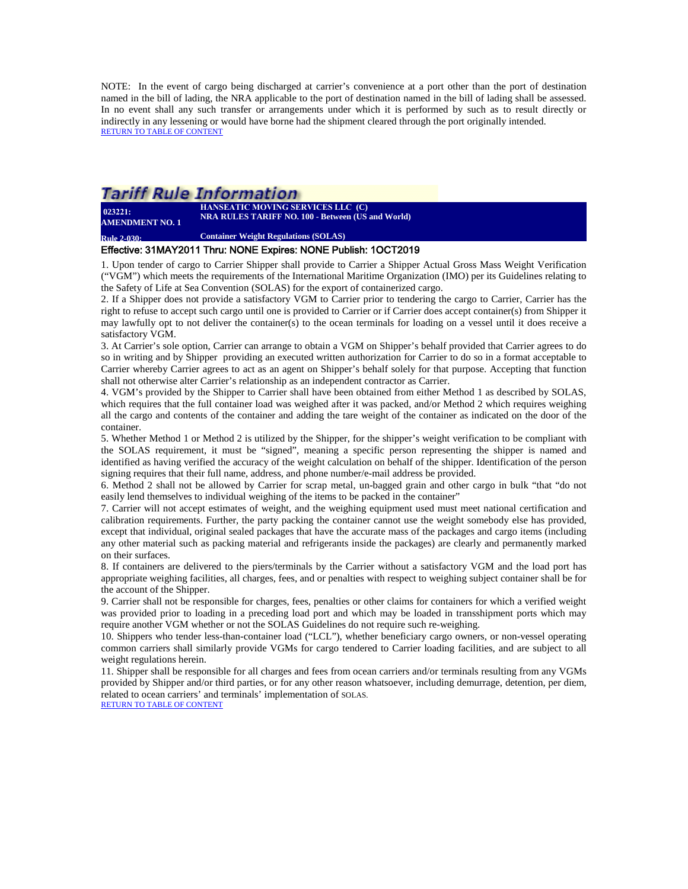NOTE: In the event of cargo being discharged at carrier's convenience at a port other than the port of destination named in the bill of lading, the NRA applicable to the port of destination named in the bill of lading shall be assessed. In no event shall any such transfer or arrangements under which it is performed by such as to result directly or indirectly in any lessening or would have borne had the shipment cleared through the port originally intended.

RETURN TO TABLE OF CONTENT

## Tariff Rule Information

| 023221: AMENDMENT NO. 1 | HANSEATIC MOVING SERVICES LLC (C) NRA RULES TARIFF NO. 100 - Between (US and World) |
|---|---|
| Rule 2-030: | Container Weight Regulations (SOLAS) |

Effective: 31MAY2011 Thru: NONE Expires: NONE Publish: 1OCT2019

1. Upon tender of cargo to Carrier Shipper shall provide to Carrier a Shipper Actual Gross Mass Weight Verification ("VGM") which meets the requirements of the International Maritime Organization (IMO) per its Guidelines relating to the Safety of Life at Sea Convention (SOLAS) for the export of containerized cargo.
2. If a Shipper does not provide a satisfactory VGM to Carrier prior to tendering the cargo to Carrier, Carrier has the right to refuse to accept such cargo until one is provided to Carrier or if Carrier does accept container(s) from Shipper it may lawfully opt to not deliver the container(s) to the ocean terminals for loading on a vessel until it does receive a satisfactory VGM.
3. At Carrier's sole option, Carrier can arrange to obtain a VGM on Shipper's behalf provided that Carrier agrees to do so in writing and by Shipper providing an executed written authorization for Carrier to do so in a format acceptable to Carrier whereby Carrier agrees to act as an agent on Shipper's behalf solely for that purpose. Accepting that function shall not otherwise alter Carrier's relationship as an independent contractor as Carrier.
4. VGM's provided by the Shipper to Carrier shall have been obtained from either Method 1 as described by SOLAS, which requires that the full container load was weighed after it was packed, and/or Method 2 which requires weighing all the cargo and contents of the container and adding the tare weight of the container as indicated on the door of the container.
5. Whether Method 1 or Method 2 is utilized by the Shipper, for the shipper's weight verification to be compliant with the SOLAS requirement, it must be "signed", meaning a specific person representing the shipper is named and identified as having verified the accuracy of the weight calculation on behalf of the shipper. Identification of the person signing requires that their full name, address, and phone number/e-mail address be provided.
6. Method 2 shall not be allowed by Carrier for scrap metal, un-bagged grain and other cargo in bulk "that "do not easily lend themselves to individual weighing of the items to be packed in the container"
7. Carrier will not accept estimates of weight, and the weighing equipment used must meet national certification and calibration requirements. Further, the party packing the container cannot use the weight somebody else has provided, except that individual, original sealed packages that have the accurate mass of the packages and cargo items (including any other material such as packing material and refrigerants inside the packages) are clearly and permanently marked on their surfaces.
8. If containers are delivered to the piers/terminals by the Carrier without a satisfactory VGM and the load port has appropriate weighing facilities, all charges, fees, and or penalties with respect to weighing subject container shall be for the account of the Shipper.
9. Carrier shall not be responsible for charges, fees, penalties or other claims for containers for which a verified weight was provided prior to loading in a preceding load port and which may be loaded in transshipment ports which may require another VGM whether or not the SOLAS Guidelines do not require such re-weighing.
10. Shippers who tender less-than-container load ("LCL"), whether beneficiary cargo owners, or non-vessel operating common carriers shall similarly provide VGMs for cargo tendered to Carrier loading facilities, and are subject to all weight regulations herein.
11. Shipper shall be responsible for all charges and fees from ocean carriers and/or terminals resulting from any VGMs provided by Shipper and/or third parties, or for any other reason whatsoever, including demurrage, detention, per diem, related to ocean carriers' and terminals' implementation of SOLAS.

RETURN TO TABLE OF CONTENT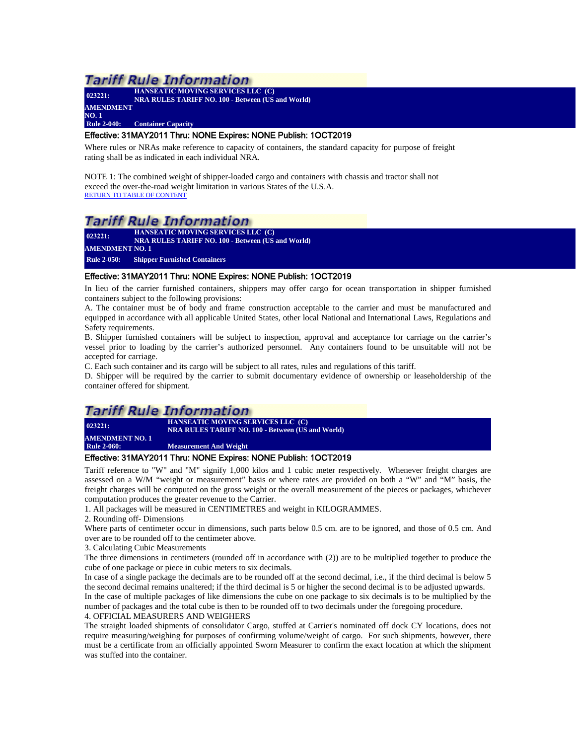## Tariff Rule Information

**023221:** **HANSEATIC MOVING SERVICES LLC (C)**
**NRA RULES TARIFF NO. 100 - Between (US and World)**
**AMENDMENT NO. 1**
**Rule 2-040:** **Container Capacity**

Effective: 31MAY2011 Thru: NONE Expires: NONE Publish: 1OCT2019

Where rules or NRAs make reference to capacity of containers, the standard capacity for purpose of freight rating shall be as indicated in each individual NRA.

NOTE 1: The combined weight of shipper-loaded cargo and containers with chassis and tractor shall not exceed the over-the-road weight limitation in various States of the U.S.A.

RETURN TO TABLE OF CONTENT

## Tariff Rule Information

**023221:** **HANSEATIC MOVING SERVICES LLC (C)**
**NRA RULES TARIFF NO. 100 - Between (US and World)**
**AMENDMENT NO. 1**
**Rule 2-050:** **Shipper Furnished Containers**

Effective: 31MAY2011 Thru: NONE Expires: NONE Publish: 1OCT2019

In lieu of the carrier furnished containers, shippers may offer cargo for ocean transportation in shipper furnished containers subject to the following provisions:

A. The container must be of body and frame construction acceptable to the carrier and must be manufactured and equipped in accordance with all applicable United States, other local National and International Laws, Regulations and Safety requirements.

B. Shipper furnished containers will be subject to inspection, approval and acceptance for carriage on the carrier's vessel prior to loading by the carrier's authorized personnel. Any containers found to be unsuitable will not be accepted for carriage.

C. Each such container and its cargo will be subject to all rates, rules and regulations of this tariff.

D. Shipper will be required by the carrier to submit documentary evidence of ownership or leaseholdership of the container offered for shipment.

## Tariff Rule Information

**023221:** **HANSEATIC MOVING SERVICES LLC (C)**
**NRA RULES TARIFF NO. 100 - Between (US and World)**
**AMENDMENT NO. 1**
**Rule 2-060:** **Measurement And Weight**

Effective: 31MAY2011 Thru: NONE Expires: NONE Publish: 1OCT2019

Tariff reference to "W" and "M" signify 1,000 kilos and 1 cubic meter respectively. Whenever freight charges are assessed on a W/M "weight or measurement" basis or where rates are provided on both a "W" and "M" basis, the freight charges will be computed on the gross weight or the overall measurement of the pieces or packages, whichever computation produces the greater revenue to the Carrier.

1. All packages will be measured in CENTIMETRES and weight in KILOGRAMMES.

2. Rounding off- Dimensions

Where parts of centimeter occur in dimensions, such parts below 0.5 cm. are to be ignored, and those of 0.5 cm. And over are to be rounded off to the centimeter above.

3. Calculating Cubic Measurements

The three dimensions in centimeters (rounded off in accordance with (2)) are to be multiplied together to produce the cube of one package or piece in cubic meters to six decimals.

In case of a single package the decimals are to be rounded off at the second decimal, i.e., if the third decimal is below 5 the second decimal remains unaltered; if the third decimal is 5 or higher the second decimal is to be adjusted upwards.

In the case of multiple packages of like dimensions the cube on one package to six decimals is to be multiplied by the number of packages and the total cube is then to be rounded off to two decimals under the foregoing procedure.

4. OFFICIAL MEASURERS AND WEIGHERS

The straight loaded shipments of consolidator Cargo, stuffed at Carrier's nominated off dock CY locations, does not require measuring/weighing for purposes of confirming volume/weight of cargo. For such shipments, however, there must be a certificate from an officially appointed Sworn Measurer to confirm the exact location at which the shipment was stuffed into the container.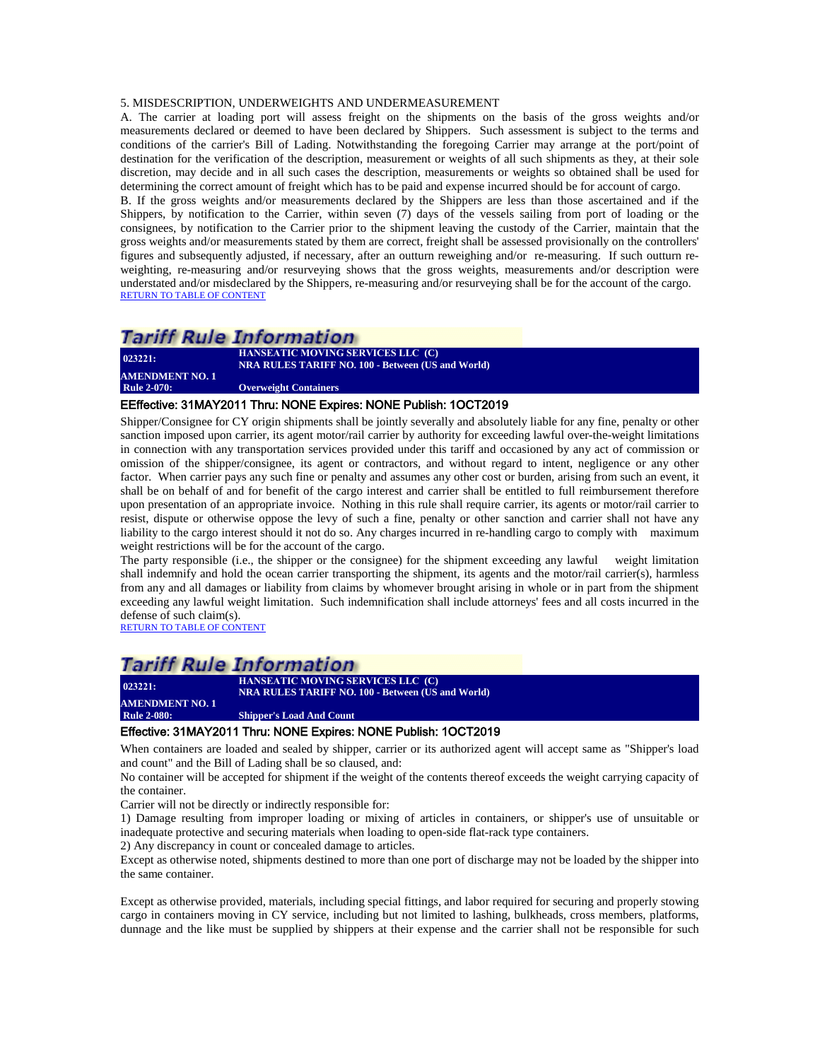5. MISDESCRIPTION, UNDERWEIGHTS AND UNDERMEASUREMENT

A. The carrier at loading port will assess freight on the shipments on the basis of the gross weights and/or measurements declared or deemed to have been declared by Shippers. Such assessment is subject to the terms and conditions of the carrier's Bill of Lading. Notwithstanding the foregoing Carrier may arrange at the port/point of destination for the verification of the description, measurement or weights of all such shipments as they, at their sole discretion, may decide and in all such cases the description, measurements or weights so obtained shall be used for determining the correct amount of freight which has to be paid and expense incurred should be for account of cargo.

B. If the gross weights and/or measurements declared by the Shippers are less than those ascertained and if the Shippers, by notification to the Carrier, within seven (7) days of the vessels sailing from port of loading or the consignees, by notification to the Carrier prior to the shipment leaving the custody of the Carrier, maintain that the gross weights and/or measurements stated by them are correct, freight shall be assessed provisionally on the controllers' figures and subsequently adjusted, if necessary, after an outturn reweighing and/or re-measuring. If such outturn re-weighting, re-measuring and/or resurveying shows that the gross weights, measurements and/or description were understated and/or misdeclared by the Shippers, re-measuring and/or resurveying shall be for the account of the cargo.

RETURN TO TABLE OF CONTENT

## Tariff Rule Information

| | |
|---|---|
| **023221:** | **HANSEATIC MOVING SERVICES LLC (C)**<br>**NRA RULES TARIFF NO. 100 - Between (US and World)** |
| **AMENDMENT NO. 1** | |
| **Rule 2-070:** | **Overweight Containers** |

**EEffective: 31MAY2011 Thru: NONE Expires: NONE Publish: 1OCT2019**

Shipper/Consignee for CY origin shipments shall be jointly severally and absolutely liable for any fine, penalty or other sanction imposed upon carrier, its agent motor/rail carrier by authority for exceeding lawful over-the-weight limitations in connection with any transportation services provided under this tariff and occasioned by any act of commission or omission of the shipper/consignee, its agent or contractors, and without regard to intent, negligence or any other factor. When carrier pays any such fine or penalty and assumes any other cost or burden, arising from such an event, it shall be on behalf of and for benefit of the cargo interest and carrier shall be entitled to full reimbursement therefore upon presentation of an appropriate invoice. Nothing in this rule shall require carrier, its agents or motor/rail carrier to resist, dispute or otherwise oppose the levy of such a fine, penalty or other sanction and carrier shall not have any liability to the cargo interest should it not do so. Any charges incurred in re-handling cargo to comply with maximum weight restrictions will be for the account of the cargo.

The party responsible (i.e., the shipper or the consignee) for the shipment exceeding any lawful weight limitation shall indemnify and hold the ocean carrier transporting the shipment, its agents and the motor/rail carrier(s), harmless from any and all damages or liability from claims by whomever brought arising in whole or in part from the shipment exceeding any lawful weight limitation. Such indemnification shall include attorneys' fees and all costs incurred in the defense of such claim(s).

RETURN TO TABLE OF CONTENT

## Tariff Rule Information

| | |
|---|---|
| **023221:** | **HANSEATIC MOVING SERVICES LLC (C)**<br>**NRA RULES TARIFF NO. 100 - Between (US and World)** |
| **AMENDMENT NO. 1** | |
| **Rule 2-080:** | **Shipper's Load And Count** |

**Effective: 31MAY2011 Thru: NONE Expires: NONE Publish: 1OCT2019**

When containers are loaded and sealed by shipper, carrier or its authorized agent will accept same as "Shipper's load and count" and the Bill of Lading shall be so claused, and:

No container will be accepted for shipment if the weight of the contents thereof exceeds the weight carrying capacity of the container.

Carrier will not be directly or indirectly responsible for:

1) Damage resulting from improper loading or mixing of articles in containers, or shipper's use of unsuitable or inadequate protective and securing materials when loading to open-side flat-rack type containers.

2) Any discrepancy in count or concealed damage to articles.

Except as otherwise noted, shipments destined to more than one port of discharge may not be loaded by the shipper into the same container.

Except as otherwise provided, materials, including special fittings, and labor required for securing and properly stowing cargo in containers moving in CY service, including but not limited to lashing, bulkheads, cross members, platforms, dunnage and the like must be supplied by shippers at their expense and the carrier shall not be responsible for such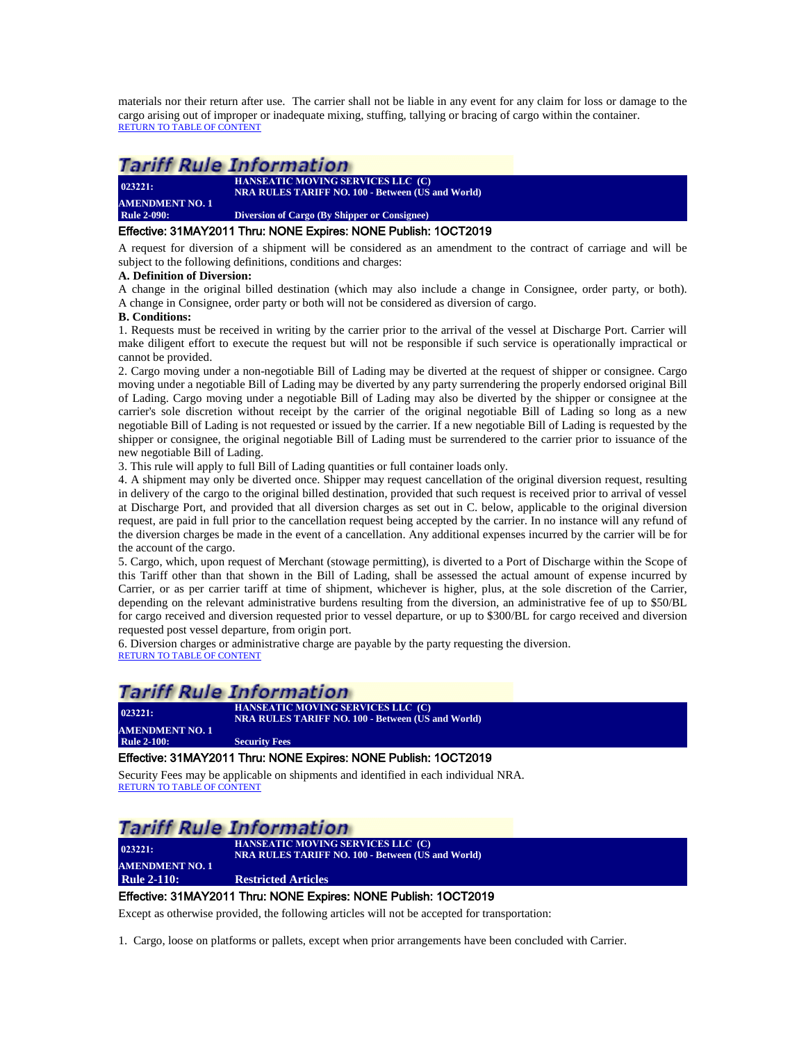materials nor their return after use. The carrier shall not be liable in any event for any claim for loss or damage to the cargo arising out of improper or inadequate mixing, stuffing, tallying or bracing of cargo within the container.
RETURN TO TABLE OF CONTENT

## Tariff Rule Information

| 023221: | HANSEATIC MOVING SERVICES LLC (C) NRA RULES TARIFF NO. 100 - Between (US and World) |
|---|---|
| AMENDMENT NO. 1 | |
| Rule 2-090: | Diversion of Cargo (By Shipper or Consignee) |

Effective: 31MAY2011 Thru: NONE Expires: NONE Publish: 1OCT2019

A request for diversion of a shipment will be considered as an amendment to the contract of carriage and will be subject to the following definitions, conditions and charges:

**A. Definition of Diversion:**

A change in the original billed destination (which may also include a change in Consignee, order party, or both). A change in Consignee, order party or both will not be considered as diversion of cargo.

**B. Conditions:**

1. Requests must be received in writing by the carrier prior to the arrival of the vessel at Discharge Port. Carrier will make diligent effort to execute the request but will not be responsible if such service is operationally impractical or cannot be provided.
2. Cargo moving under a non-negotiable Bill of Lading may be diverted at the request of shipper or consignee. Cargo moving under a negotiable Bill of Lading may be diverted by any party surrendering the properly endorsed original Bill of Lading. Cargo moving under a negotiable Bill of Lading may also be diverted by the shipper or consignee at the carrier's sole discretion without receipt by the carrier of the original negotiable Bill of Lading so long as a new negotiable Bill of Lading is not requested or issued by the carrier. If a new negotiable Bill of Lading is requested by the shipper or consignee, the original negotiable Bill of Lading must be surrendered to the carrier prior to issuance of the new negotiable Bill of Lading.
3. This rule will apply to full Bill of Lading quantities or full container loads only.
4. A shipment may only be diverted once. Shipper may request cancellation of the original diversion request, resulting in delivery of the cargo to the original billed destination, provided that such request is received prior to arrival of vessel at Discharge Port, and provided that all diversion charges as set out in C. below, applicable to the original diversion request, are paid in full prior to the cancellation request being accepted by the carrier. In no instance will any refund of the diversion charges be made in the event of a cancellation. Any additional expenses incurred by the carrier will be for the account of the cargo.
5. Cargo, which, upon request of Merchant (stowage permitting), is diverted to a Port of Discharge within the Scope of this Tariff other than that shown in the Bill of Lading, shall be assessed the actual amount of expense incurred by Carrier, or as per carrier tariff at time of shipment, whichever is higher, plus, at the sole discretion of the Carrier, depending on the relevant administrative burdens resulting from the diversion, an administrative fee of up to $50/BL for cargo received and diversion requested prior to vessel departure, or up to $300/BL for cargo received and diversion requested post vessel departure, from origin port.
6. Diversion charges or administrative charge are payable by the party requesting the diversion.

RETURN TO TABLE OF CONTENT

## Tariff Rule Information

| 023221: | HANSEATIC MOVING SERVICES LLC (C) NRA RULES TARIFF NO. 100 - Between (US and World) |
|---|---|
| AMENDMENT NO. 1 | |
| Rule 2-100: | Security Fees |

Effective: 31MAY2011 Thru: NONE Expires: NONE Publish: 1OCT2019

Security Fees may be applicable on shipments and identified in each individual NRA.
RETURN TO TABLE OF CONTENT

## Tariff Rule Information

| 023221: | HANSEATIC MOVING SERVICES LLC (C) NRA RULES TARIFF NO. 100 - Between (US and World) |
|---|---|
| AMENDMENT NO. 1 | |
| Rule 2-110: | Restricted Articles |

Effective: 31MAY2011 Thru: NONE Expires: NONE Publish: 1OCT2019

Except as otherwise provided, the following articles will not be accepted for transportation:

1. Cargo, loose on platforms or pallets, except when prior arrangements have been concluded with Carrier.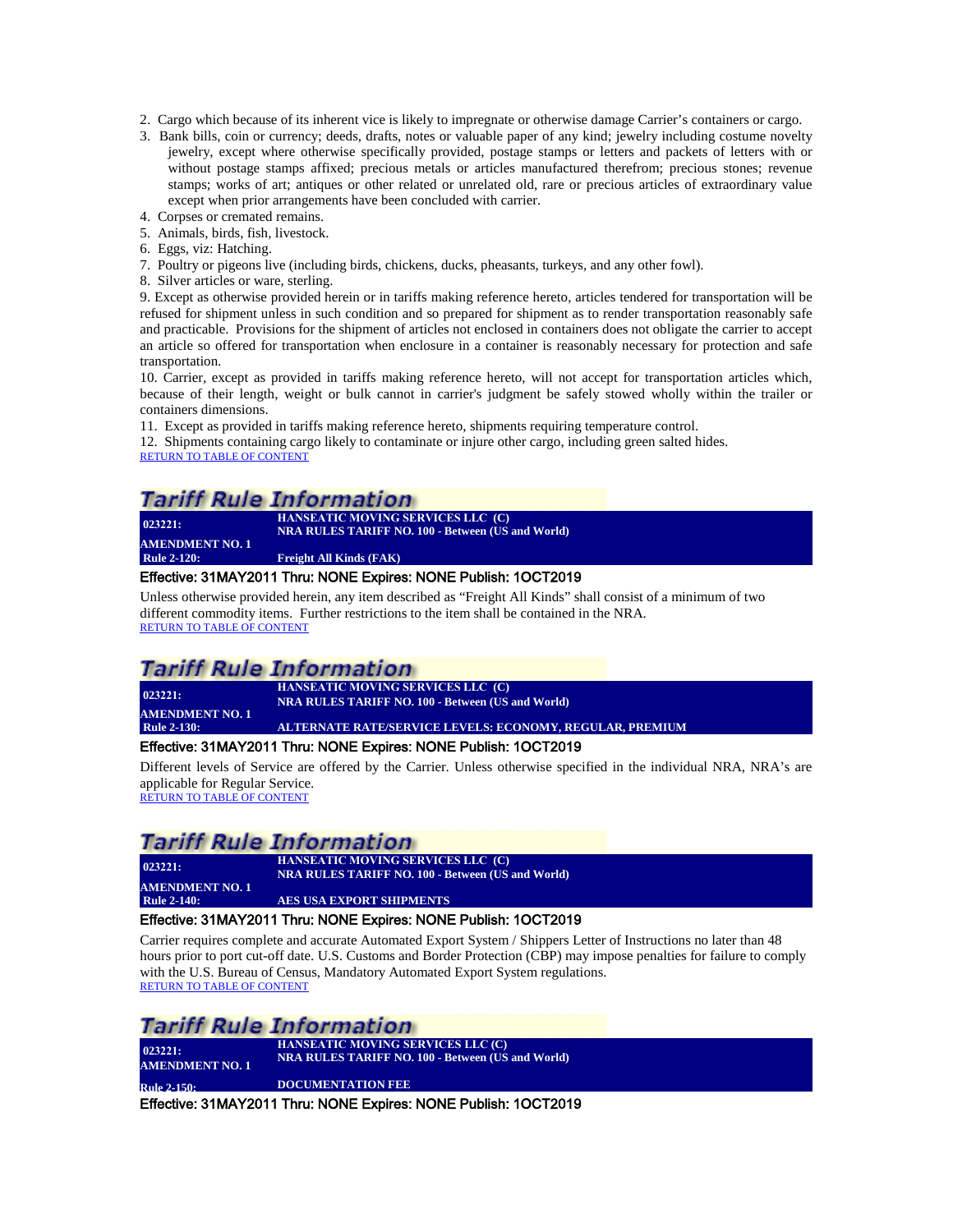2. Cargo which because of its inherent vice is likely to impregnate or otherwise damage Carrier's containers or cargo.
3. Bank bills, coin or currency; deeds, drafts, notes or valuable paper of any kind; jewelry including costume novelty jewelry, except where otherwise specifically provided, postage stamps or letters and packets of letters with or without postage stamps affixed; precious metals or articles manufactured therefrom; precious stones; revenue stamps; works of art; antiques or other related or unrelated old, rare or precious articles of extraordinary value except when prior arrangements have been concluded with carrier.
4. Corpses or cremated remains.
5. Animals, birds, fish, livestock.
6. Eggs, viz: Hatching.
7. Poultry or pigeons live (including birds, chickens, ducks, pheasants, turkeys, and any other fowl).
8. Silver articles or ware, sterling.

9. Except as otherwise provided herein or in tariffs making reference hereto, articles tendered for transportation will be refused for shipment unless in such condition and so prepared for shipment as to render transportation reasonably safe and practicable. Provisions for the shipment of articles not enclosed in containers does not obligate the carrier to accept an article so offered for transportation when enclosure in a container is reasonably necessary for protection and safe transportation.

10. Carrier, except as provided in tariffs making reference hereto, will not accept for transportation articles which, because of their length, weight or bulk cannot in carrier's judgment be safely stowed wholly within the trailer or containers dimensions.

11. Except as provided in tariffs making reference hereto, shipments requiring temperature control.

12. Shipments containing cargo likely to contaminate or injure other cargo, including green salted hides.

RETURN TO TABLE OF CONTENT

## Tariff Rule Information

| | |
|---|---|
| **023221:** | **HANSEATIC MOVING SERVICES LLC (C)** **NRA RULES TARIFF NO. 100 - Between (US and World)** |
| **AMENDMENT NO. 1** | |
| **Rule 2-120:** | **Freight All Kinds (FAK)** |

Effective: 31MAY2011 Thru: NONE Expires: NONE Publish: 1OCT2019

Unless otherwise provided herein, any item described as "Freight All Kinds" shall consist of a minimum of two different commodity items. Further restrictions to the item shall be contained in the NRA.

RETURN TO TABLE OF CONTENT

## Tariff Rule Information

| | |
|---|---|
| **023221:** | **HANSEATIC MOVING SERVICES LLC (C)** **NRA RULES TARIFF NO. 100 - Between (US and World)** |
| **AMENDMENT NO. 1** | |
| **Rule 2-130:** | **ALTERNATE RATE/SERVICE LEVELS: ECONOMY, REGULAR, PREMIUM** |

Effective: 31MAY2011 Thru: NONE Expires: NONE Publish: 1OCT2019

Different levels of Service are offered by the Carrier. Unless otherwise specified in the individual NRA, NRA's are applicable for Regular Service.

RETURN TO TABLE OF CONTENT

## Tariff Rule Information

| | |
|---|---|
| **023221:** | **HANSEATIC MOVING SERVICES LLC (C)** **NRA RULES TARIFF NO. 100 - Between (US and World)** |
| **AMENDMENT NO. 1** | |
| **Rule 2-140:** | **AES USA EXPORT SHIPMENTS** |

Effective: 31MAY2011 Thru: NONE Expires: NONE Publish: 1OCT2019

Carrier requires complete and accurate Automated Export System / Shippers Letter of Instructions no later than 48 hours prior to port cut-off date. U.S. Customs and Border Protection (CBP) may impose penalties for failure to comply with the U.S. Bureau of Census, Mandatory Automated Export System regulations.

RETURN TO TABLE OF CONTENT

## Tariff Rule Information

| | |
|---|---|
| **023221:** **AMENDMENT NO. 1** | **HANSEATIC MOVING SERVICES LLC (C)** **NRA RULES TARIFF NO. 100 - Between (US and World)** |
| **Rule 2-150:** | **DOCUMENTATION FEE** |

Effective: 31MAY2011 Thru: NONE Expires: NONE Publish: 1OCT2019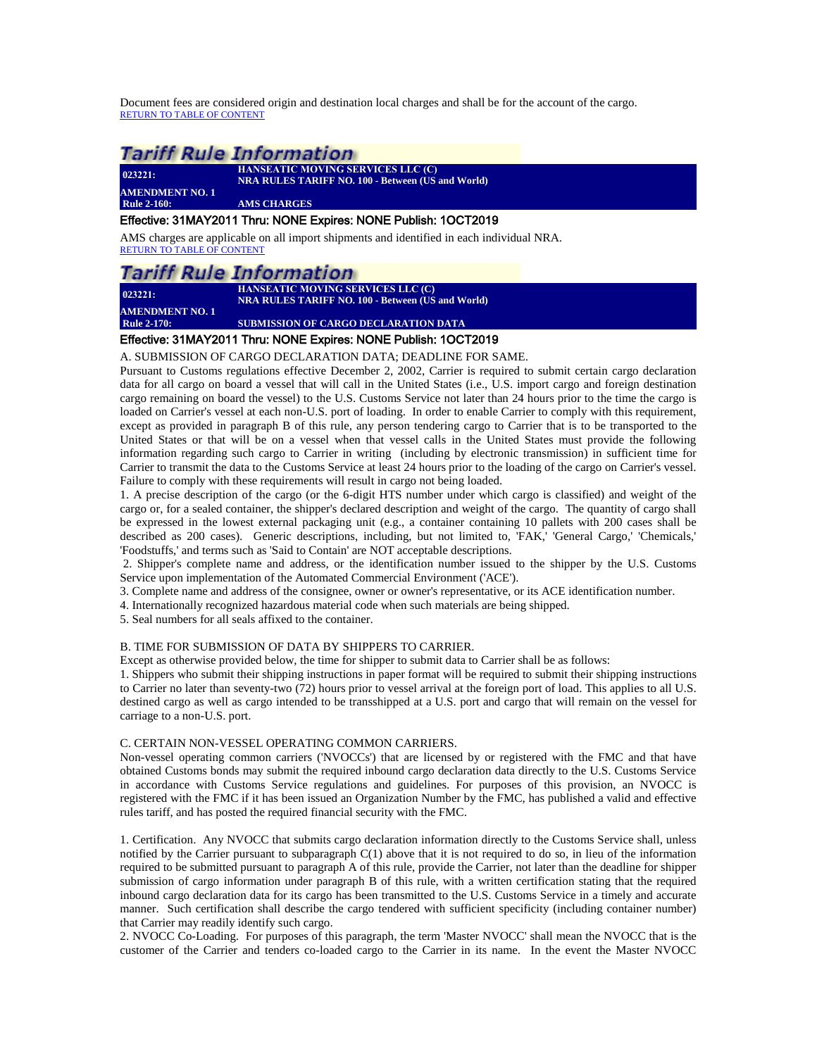Document fees are considered origin and destination local charges and shall be for the account of the cargo.
RETURN TO TABLE OF CONTENT

## Tariff Rule Information

| **023221:** | **HANSEATIC MOVING SERVICES LLC (C)**<br>**NRA RULES TARIFF NO. 100 - Between (US and World)** |
|---|---|
| **AMENDMENT NO. 1** | |
| **Rule 2-160:** | **AMS CHARGES** |

Effective: 31MAY2011 Thru: NONE Expires: NONE Publish: 1OCT2019

AMS charges are applicable on all import shipments and identified in each individual NRA.
RETURN TO TABLE OF CONTENT

## Tariff Rule Information

| **023221:** | **HANSEATIC MOVING SERVICES LLC (C)**<br>**NRA RULES TARIFF NO. 100 - Between (US and World)** |
|---|---|
| **AMENDMENT NO. 1** | |
| **Rule 2-170:** | **SUBMISSION OF CARGO DECLARATION DATA** |

Effective: 31MAY2011 Thru: NONE Expires: NONE Publish: 1OCT2019

A. SUBMISSION OF CARGO DECLARATION DATA; DEADLINE FOR SAME.

Pursuant to Customs regulations effective December 2, 2002, Carrier is required to submit certain cargo declaration data for all cargo on board a vessel that will call in the United States (i.e., U.S. import cargo and foreign destination cargo remaining on board the vessel) to the U.S. Customs Service not later than 24 hours prior to the time the cargo is loaded on Carrier's vessel at each non-U.S. port of loading. In order to enable Carrier to comply with this requirement, except as provided in paragraph B of this rule, any person tendering cargo to Carrier that is to be transported to the United States or that will be on a vessel when that vessel calls in the United States must provide the following information regarding such cargo to Carrier in writing (including by electronic transmission) in sufficient time for Carrier to transmit the data to the Customs Service at least 24 hours prior to the loading of the cargo on Carrier's vessel. Failure to comply with these requirements will result in cargo not being loaded.

1. A precise description of the cargo (or the 6-digit HTS number under which cargo is classified) and weight of the cargo or, for a sealed container, the shipper's declared description and weight of the cargo. The quantity of cargo shall be expressed in the lowest external packaging unit (e.g., a container containing 10 pallets with 200 cases shall be described as 200 cases). Generic descriptions, including, but not limited to, 'FAK,' 'General Cargo,' 'Chemicals,' 'Foodstuffs,' and terms such as 'Said to Contain' are NOT acceptable descriptions.

2. Shipper's complete name and address, or the identification number issued to the shipper by the U.S. Customs Service upon implementation of the Automated Commercial Environment ('ACE').

3. Complete name and address of the consignee, owner or owner's representative, or its ACE identification number.

4. Internationally recognized hazardous material code when such materials are being shipped.

5. Seal numbers for all seals affixed to the container.

B. TIME FOR SUBMISSION OF DATA BY SHIPPERS TO CARRIER.

Except as otherwise provided below, the time for shipper to submit data to Carrier shall be as follows:

1. Shippers who submit their shipping instructions in paper format will be required to submit their shipping instructions to Carrier no later than seventy-two (72) hours prior to vessel arrival at the foreign port of load. This applies to all U.S. destined cargo as well as cargo intended to be transshipped at a U.S. port and cargo that will remain on the vessel for carriage to a non-U.S. port.

C. CERTAIN NON-VESSEL OPERATING COMMON CARRIERS.

Non-vessel operating common carriers ('NVOCCs') that are licensed by or registered with the FMC and that have obtained Customs bonds may submit the required inbound cargo declaration data directly to the U.S. Customs Service in accordance with Customs Service regulations and guidelines. For purposes of this provision, an NVOCC is registered with the FMC if it has been issued an Organization Number by the FMC, has published a valid and effective rules tariff, and has posted the required financial security with the FMC.

1. Certification. Any NVOCC that submits cargo declaration information directly to the Customs Service shall, unless notified by the Carrier pursuant to subparagraph C(1) above that it is not required to do so, in lieu of the information required to be submitted pursuant to paragraph A of this rule, provide the Carrier, not later than the deadline for shipper submission of cargo information under paragraph B of this rule, with a written certification stating that the required inbound cargo declaration data for its cargo has been transmitted to the U.S. Customs Service in a timely and accurate manner. Such certification shall describe the cargo tendered with sufficient specificity (including container number) that Carrier may readily identify such cargo.

2. NVOCC Co-Loading. For purposes of this paragraph, the term 'Master NVOCC' shall mean the NVOCC that is the customer of the Carrier and tenders co-loaded cargo to the Carrier in its name. In the event the Master NVOCC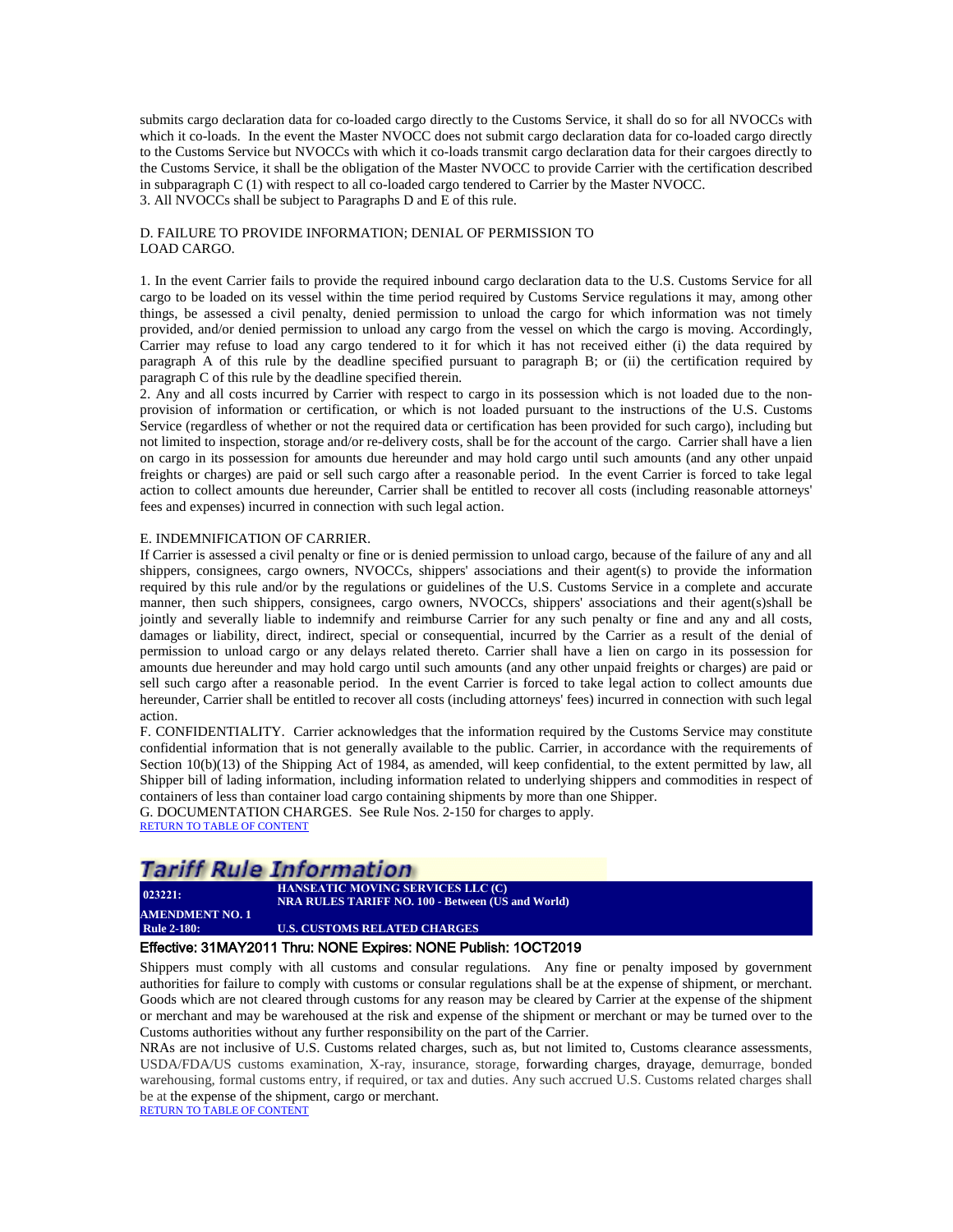submits cargo declaration data for co-loaded cargo directly to the Customs Service, it shall do so for all NVOCCs with which it co-loads. In the event the Master NVOCC does not submit cargo declaration data for co-loaded cargo directly to the Customs Service but NVOCCs with which it co-loads transmit cargo declaration data for their cargoes directly to the Customs Service, it shall be the obligation of the Master NVOCC to provide Carrier with the certification described in subparagraph C (1) with respect to all co-loaded cargo tendered to Carrier by the Master NVOCC.
3. All NVOCCs shall be subject to Paragraphs D and E of this rule.

D. FAILURE TO PROVIDE INFORMATION; DENIAL OF PERMISSION TO LOAD CARGO.

1. In the event Carrier fails to provide the required inbound cargo declaration data to the U.S. Customs Service for all cargo to be loaded on its vessel within the time period required by Customs Service regulations it may, among other things, be assessed a civil penalty, denied permission to unload the cargo for which information was not timely provided, and/or denied permission to unload any cargo from the vessel on which the cargo is moving. Accordingly, Carrier may refuse to load any cargo tendered to it for which it has not received either (i) the data required by paragraph A of this rule by the deadline specified pursuant to paragraph B; or (ii) the certification required by paragraph C of this rule by the deadline specified therein.
2. Any and all costs incurred by Carrier with respect to cargo in its possession which is not loaded due to the non-provision of information or certification, or which is not loaded pursuant to the instructions of the U.S. Customs Service (regardless of whether or not the required data or certification has been provided for such cargo), including but not limited to inspection, storage and/or re-delivery costs, shall be for the account of the cargo. Carrier shall have a lien on cargo in its possession for amounts due hereunder and may hold cargo until such amounts (and any other unpaid freights or charges) are paid or sell such cargo after a reasonable period. In the event Carrier is forced to take legal action to collect amounts due hereunder, Carrier shall be entitled to recover all costs (including reasonable attorneys' fees and expenses) incurred in connection with such legal action.

E. INDEMNIFICATION OF CARRIER.
If Carrier is assessed a civil penalty or fine or is denied permission to unload cargo, because of the failure of any and all shippers, consignees, cargo owners, NVOCCs, shippers' associations and their agent(s) to provide the information required by this rule and/or by the regulations or guidelines of the U.S. Customs Service in a complete and accurate manner, then such shippers, consignees, cargo owners, NVOCCs, shippers' associations and their agent(s)shall be jointly and severally liable to indemnify and reimburse Carrier for any such penalty or fine and any and all costs, damages or liability, direct, indirect, special or consequential, incurred by the Carrier as a result of the denial of permission to unload cargo or any delays related thereto. Carrier shall have a lien on cargo in its possession for amounts due hereunder and may hold cargo until such amounts (and any other unpaid freights or charges) are paid or sell such cargo after a reasonable period. In the event Carrier is forced to take legal action to collect amounts due hereunder, Carrier shall be entitled to recover all costs (including attorneys' fees) incurred in connection with such legal action.
F. CONFIDENTIALITY. Carrier acknowledges that the information required by the Customs Service may constitute confidential information that is not generally available to the public. Carrier, in accordance with the requirements of Section 10(b)(13) of the Shipping Act of 1984, as amended, will keep confidential, to the extent permitted by law, all Shipper bill of lading information, including information related to underlying shippers and commodities in respect of containers of less than container load cargo containing shipments by more than one Shipper.
G. DOCUMENTATION CHARGES. See Rule Nos. 2-150 for charges to apply.
RETURN TO TABLE OF CONTENT

## Tariff Rule Information

| 023221: | HANSEATIC MOVING SERVICES LLC (C) NRA RULES TARIFF NO. 100 - Between (US and World) |
|---|---|
| AMENDMENT NO. 1 | |
| Rule 2-180: | U.S. CUSTOMS RELATED CHARGES |

**Effective: 31MAY2011 Thru: NONE Expires: NONE Publish: 1OCT2019**

Shippers must comply with all customs and consular regulations. Any fine or penalty imposed by government authorities for failure to comply with customs or consular regulations shall be at the expense of shipment, or merchant. Goods which are not cleared through customs for any reason may be cleared by Carrier at the expense of the shipment or merchant and may be warehoused at the risk and expense of the shipment or merchant or may be turned over to the Customs authorities without any further responsibility on the part of the Carrier.
NRAs are not inclusive of U.S. Customs related charges, such as, but not limited to, Customs clearance assessments, USDA/FDA/US customs examination, X-ray, insurance, storage, forwarding charges, drayage, demurrage, bonded warehousing, formal customs entry, if required, or tax and duties. Any such accrued U.S. Customs related charges shall be at the expense of the shipment, cargo or merchant.
RETURN TO TABLE OF CONTENT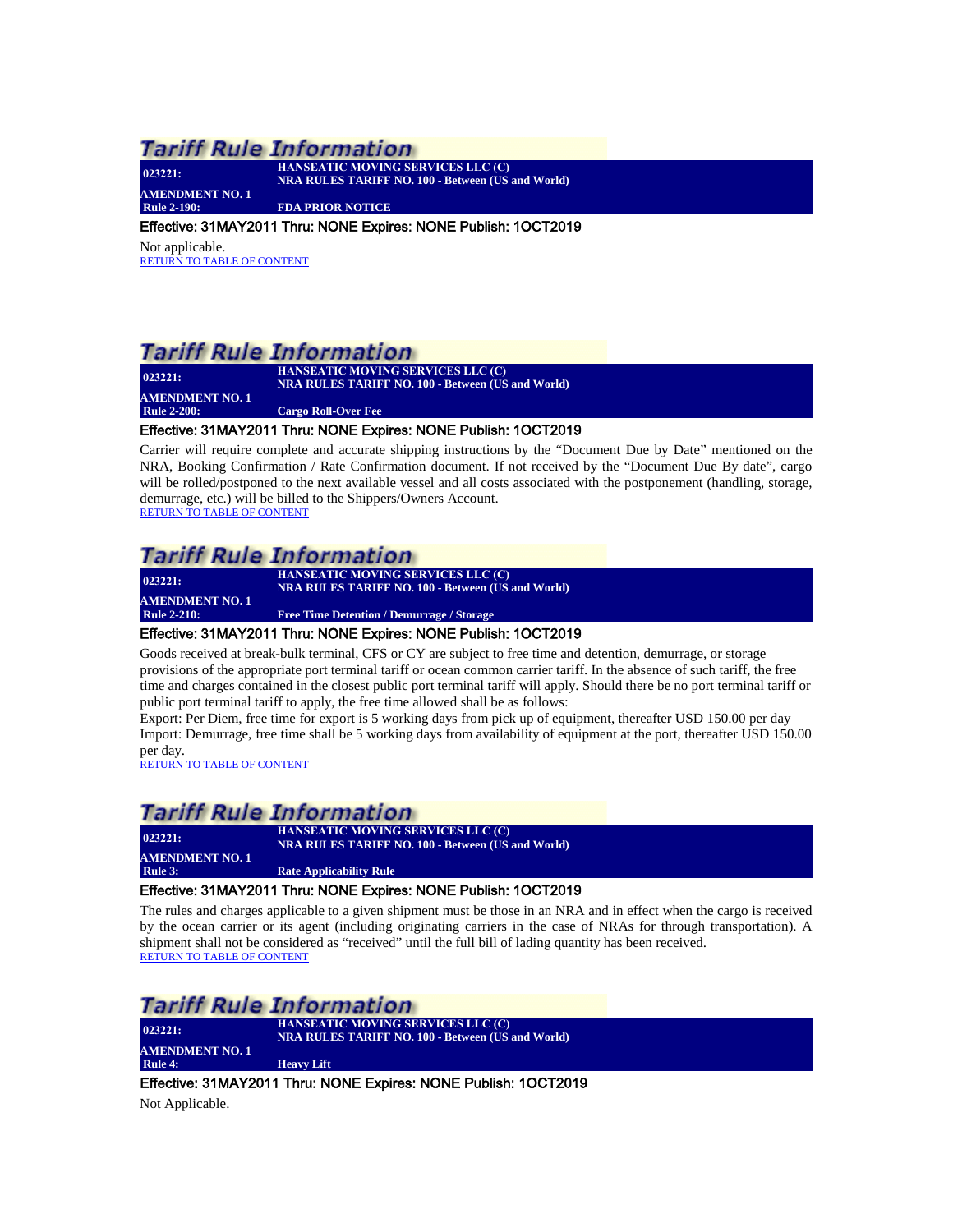## Tariff Rule Information

**023221:** **HANSEATIC MOVING SERVICES LLC (C)**
**NRA RULES TARIFF NO. 100 - Between (US and World)**
**AMENDMENT NO. 1**
**Rule 2-190:** **FDA PRIOR NOTICE**

Effective: 31MAY2011 Thru: NONE Expires: NONE Publish: 1OCT2019

Not applicable.

RETURN TO TABLE OF CONTENT

## Tariff Rule Information

**023221:** **HANSEATIC MOVING SERVICES LLC (C)**
**NRA RULES TARIFF NO. 100 - Between (US and World)**
**AMENDMENT NO. 1**
**Rule 2-200:** **Cargo Roll-Over Fee**

Effective: 31MAY2011 Thru: NONE Expires: NONE Publish: 1OCT2019

Carrier will require complete and accurate shipping instructions by the “Document Due by Date” mentioned on the NRA, Booking Confirmation / Rate Confirmation document. If not received by the “Document Due By date”, cargo will be rolled/postponed to the next available vessel and all costs associated with the postponement (handling, storage, demurrage, etc.) will be billed to the Shippers/Owners Account.

RETURN TO TABLE OF CONTENT

## Tariff Rule Information

**023221:** **HANSEATIC MOVING SERVICES LLC (C)**
**NRA RULES TARIFF NO. 100 - Between (US and World)**
**AMENDMENT NO. 1**
**Rule 2-210:** **Free Time Detention / Demurrage / Storage**

Effective: 31MAY2011 Thru: NONE Expires: NONE Publish: 1OCT2019

Goods received at break-bulk terminal, CFS or CY are subject to free time and detention, demurrage, or storage provisions of the appropriate port terminal tariff or ocean common carrier tariff. In the absence of such tariff, the free time and charges contained in the closest public port terminal tariff will apply. Should there be no port terminal tariff or public port terminal tariff to apply, the free time allowed shall be as follows:
Export: Per Diem, free time for export is 5 working days from pick up of equipment, thereafter USD 150.00 per day
Import: Demurrage, free time shall be 5 working days from availability of equipment at the port, thereafter USD 150.00 per day.

RETURN TO TABLE OF CONTENT

## Tariff Rule Information

**023221:** **HANSEATIC MOVING SERVICES LLC (C)**
**NRA RULES TARIFF NO. 100 - Between (US and World)**
**AMENDMENT NO. 1**
**Rule 3:** **Rate Applicability Rule**

Effective: 31MAY2011 Thru: NONE Expires: NONE Publish: 1OCT2019

The rules and charges applicable to a given shipment must be those in an NRA and in effect when the cargo is received by the ocean carrier or its agent (including originating carriers in the case of NRAs for through transportation). A shipment shall not be considered as “received” until the full bill of lading quantity has been received.

RETURN TO TABLE OF CONTENT

## Tariff Rule Information

**023221:** **HANSEATIC MOVING SERVICES LLC (C)**
**NRA RULES TARIFF NO. 100 - Between (US and World)**
**AMENDMENT NO. 1**
**Rule 4:** **Heavy Lift**

Effective: 31MAY2011 Thru: NONE Expires: NONE Publish: 1OCT2019

Not Applicable.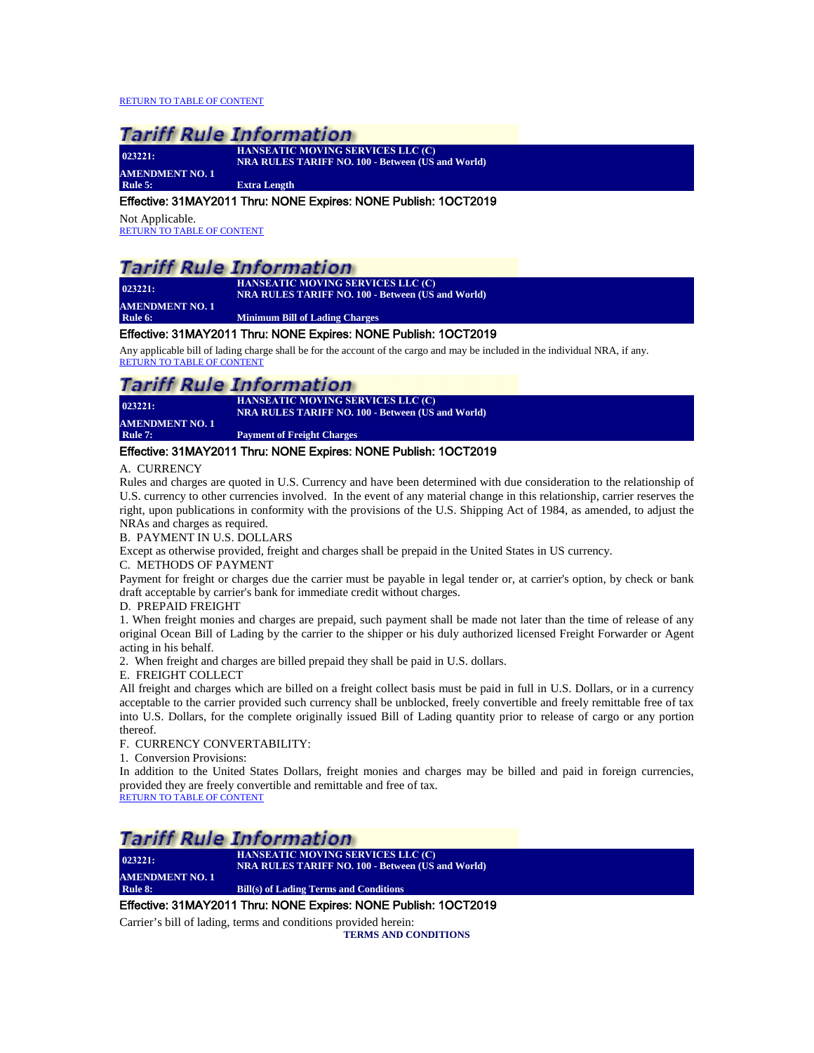RETURN TO TABLE OF CONTENT

## Tariff Rule Information

| 023221: | HANSEATIC MOVING SERVICES LLC (C) NRA RULES TARIFF NO. 100 - Between (US and World) |
|---|---|
| AMENDMENT NO. 1 | |
| Rule 5: | Extra Length |

Effective: 31MAY2011 Thru: NONE Expires: NONE Publish: 1OCT2019

Not Applicable.

RETURN TO TABLE OF CONTENT

## Tariff Rule Information

| 023221: | HANSEATIC MOVING SERVICES LLC (C) NRA RULES TARIFF NO. 100 - Between (US and World) |
|---|---|
| AMENDMENT NO. 1 | |
| Rule 6: | Minimum Bill of Lading Charges |

Effective: 31MAY2011 Thru: NONE Expires: NONE Publish: 1OCT2019

Any applicable bill of lading charge shall be for the account of the cargo and may be included in the individual NRA, if any.

RETURN TO TABLE OF CONTENT

## Tariff Rule Information

| 023221: | HANSEATIC MOVING SERVICES LLC (C) NRA RULES TARIFF NO. 100 - Between (US and World) |
|---|---|
| AMENDMENT NO. 1 | |
| Rule 7: | Payment of Freight Charges |

Effective: 31MAY2011 Thru: NONE Expires: NONE Publish: 1OCT2019

A. CURRENCY

Rules and charges are quoted in U.S. Currency and have been determined with due consideration to the relationship of U.S. currency to other currencies involved. In the event of any material change in this relationship, carrier reserves the right, upon publications in conformity with the provisions of the U.S. Shipping Act of 1984, as amended, to adjust the NRAs and charges as required.

B. PAYMENT IN U.S. DOLLARS

Except as otherwise provided, freight and charges shall be prepaid in the United States in US currency.

C. METHODS OF PAYMENT

Payment for freight or charges due the carrier must be payable in legal tender or, at carrier's option, by check or bank draft acceptable by carrier's bank for immediate credit without charges.

D. PREPAID FREIGHT

1. When freight monies and charges are prepaid, such payment shall be made not later than the time of release of any original Ocean Bill of Lading by the carrier to the shipper or his duly authorized licensed Freight Forwarder or Agent acting in his behalf.

2. When freight and charges are billed prepaid they shall be paid in U.S. dollars.

E. FREIGHT COLLECT

All freight and charges which are billed on a freight collect basis must be paid in full in U.S. Dollars, or in a currency acceptable to the carrier provided such currency shall be unblocked, freely convertible and freely remittable free of tax into U.S. Dollars, for the complete originally issued Bill of Lading quantity prior to release of cargo or any portion thereof.

F. CURRENCY CONVERTABILITY:

1. Conversion Provisions:

In addition to the United States Dollars, freight monies and charges may be billed and paid in foreign currencies, provided they are freely convertible and remittable and free of tax.

RETURN TO TABLE OF CONTENT

## Tariff Rule Information

| 023221: | HANSEATIC MOVING SERVICES LLC (C) NRA RULES TARIFF NO. 100 - Between (US and World) |
|---|---|
| AMENDMENT NO. 1 | |
| Rule 8: | Bill(s) of Lading Terms and Conditions |

Effective: 31MAY2011 Thru: NONE Expires: NONE Publish: 1OCT2019

Carrier's bill of lading, terms and conditions provided herein:

**TERMS AND CONDITIONS**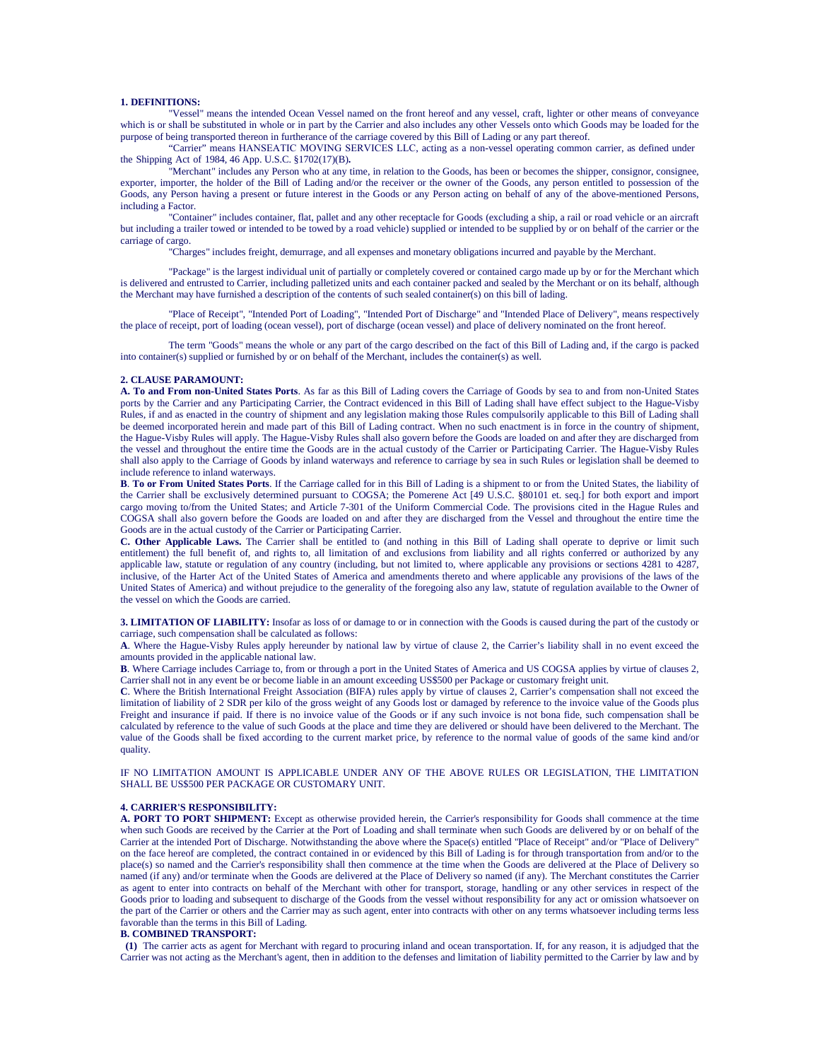**1. DEFINITIONS:**

"Vessel" means the intended Ocean Vessel named on the front hereof and any vessel, craft, lighter or other means of conveyance which is or shall be substituted in whole or in part by the Carrier and also includes any other Vessels onto which Goods may be loaded for the purpose of being transported thereon in furtherance of the carriage covered by this Bill of Lading or any part thereof.

"Carrier" means HANSEATIC MOVING SERVICES LLC, acting as a non-vessel operating common carrier, as defined under the Shipping Act of 1984, 46 App. U.S.C. §1702(17)(B)**.**

"Merchant" includes any Person who at any time, in relation to the Goods, has been or becomes the shipper, consignor, consignee, exporter, importer, the holder of the Bill of Lading and/or the receiver or the owner of the Goods, any person entitled to possession of the Goods, any Person having a present or future interest in the Goods or any Person acting on behalf of any of the above-mentioned Persons, including a Factor.

"Container" includes container, flat, pallet and any other receptacle for Goods (excluding a ship, a rail or road vehicle or an aircraft but including a trailer towed or intended to be towed by a road vehicle) supplied or intended to be supplied by or on behalf of the carrier or the carriage of cargo.

"Charges" includes freight, demurrage, and all expenses and monetary obligations incurred and payable by the Merchant.

"Package" is the largest individual unit of partially or completely covered or contained cargo made up by or for the Merchant which is delivered and entrusted to Carrier, including palletized units and each container packed and sealed by the Merchant or on its behalf, although the Merchant may have furnished a description of the contents of such sealed container(s) on this bill of lading.

"Place of Receipt", "Intended Port of Loading", "Intended Port of Discharge" and "Intended Place of Delivery", means respectively the place of receipt, port of loading (ocean vessel), port of discharge (ocean vessel) and place of delivery nominated on the front hereof.

The term "Goods" means the whole or any part of the cargo described on the fact of this Bill of Lading and, if the cargo is packed into container(s) supplied or furnished by or on behalf of the Merchant, includes the container(s) as well.

**2. CLAUSE PARAMOUNT:**

**A. To and From non-United States Ports**. As far as this Bill of Lading covers the Carriage of Goods by sea to and from non-United States ports by the Carrier and any Participating Carrier, the Contract evidenced in this Bill of Lading shall have effect subject to the Hague-Visby Rules, if and as enacted in the country of shipment and any legislation making those Rules compulsorily applicable to this Bill of Lading shall be deemed incorporated herein and made part of this Bill of Lading contract. When no such enactment is in force in the country of shipment, the Hague-Visby Rules will apply. The Hague-Visby Rules shall also govern before the Goods are loaded on and after they are discharged from the vessel and throughout the entire time the Goods are in the actual custody of the Carrier or Participating Carrier. The Hague-Visby Rules shall also apply to the Carriage of Goods by inland waterways and reference to carriage by sea in such Rules or legislation shall be deemed to include reference to inland waterways.

**B**. **To or From United States Ports**. If the Carriage called for in this Bill of Lading is a shipment to or from the United States, the liability of the Carrier shall be exclusively determined pursuant to COGSA; the Pomerene Act [49 U.S.C. §80101 et. seq.] for both export and import cargo moving to/from the United States; and Article 7-301 of the Uniform Commercial Code. The provisions cited in the Hague Rules and COGSA shall also govern before the Goods are loaded on and after they are discharged from the Vessel and throughout the entire time the Goods are in the actual custody of the Carrier or Participating Carrier.

**C. Other Applicable Laws.** The Carrier shall be entitled to (and nothing in this Bill of Lading shall operate to deprive or limit such entitlement) the full benefit of, and rights to, all limitation of and exclusions from liability and all rights conferred or authorized by any applicable law, statute or regulation of any country (including, but not limited to, where applicable any provisions or sections 4281 to 4287, inclusive, of the Harter Act of the United States of America and amendments thereto and where applicable any provisions of the laws of the United States of America) and without prejudice to the generality of the foregoing also any law, statute of regulation available to the Owner of the vessel on which the Goods are carried.

**3. LIMITATION OF LIABILITY:** Insofar as loss of or damage to or in connection with the Goods is caused during the part of the custody or carriage, such compensation shall be calculated as follows:

**A**. Where the Hague-Visby Rules apply hereunder by national law by virtue of clause 2, the Carrier's liability shall in no event exceed the amounts provided in the applicable national law.

**B**. Where Carriage includes Carriage to, from or through a port in the United States of America and US COGSA applies by virtue of clauses 2, Carrier shall not in any event be or become liable in an amount exceeding US$500 per Package or customary freight unit.

**C**. Where the British International Freight Association (BIFA) rules apply by virtue of clauses 2, Carrier's compensation shall not exceed the limitation of liability of 2 SDR per kilo of the gross weight of any Goods lost or damaged by reference to the invoice value of the Goods plus Freight and insurance if paid. If there is no invoice value of the Goods or if any such invoice is not bona fide, such compensation shall be calculated by reference to the value of such Goods at the place and time they are delivered or should have been delivered to the Merchant. The value of the Goods shall be fixed according to the current market price, by reference to the normal value of goods of the same kind and/or quality.

IF NO LIMITATION AMOUNT IS APPLICABLE UNDER ANY OF THE ABOVE RULES OR LEGISLATION, THE LIMITATION SHALL BE US$500 PER PACKAGE OR CUSTOMARY UNIT.

**4. CARRIER'S RESPONSIBILITY:**

**A. PORT TO PORT SHIPMENT:** Except as otherwise provided herein, the Carrier's responsibility for Goods shall commence at the time when such Goods are received by the Carrier at the Port of Loading and shall terminate when such Goods are delivered by or on behalf of the Carrier at the intended Port of Discharge. Notwithstanding the above where the Space(s) entitled "Place of Receipt" and/or "Place of Delivery" on the face hereof are completed, the contract contained in or evidenced by this Bill of Lading is for through transportation from and/or to the place(s) so named and the Carrier's responsibility shall then commence at the time when the Goods are delivered at the Place of Delivery so named (if any) and/or terminate when the Goods are delivered at the Place of Delivery so named (if any). The Merchant constitutes the Carrier as agent to enter into contracts on behalf of the Merchant with other for transport, storage, handling or any other services in respect of the Goods prior to loading and subsequent to discharge of the Goods from the vessel without responsibility for any act or omission whatsoever on the part of the Carrier or others and the Carrier may as such agent, enter into contracts with other on any terms whatsoever including terms less favorable than the terms in this Bill of Lading.

**B. COMBINED TRANSPORT:**

**(1)** The carrier acts as agent for Merchant with regard to procuring inland and ocean transportation. If, for any reason, it is adjudged that the Carrier was not acting as the Merchant's agent, then in addition to the defenses and limitation of liability permitted to the Carrier by law and by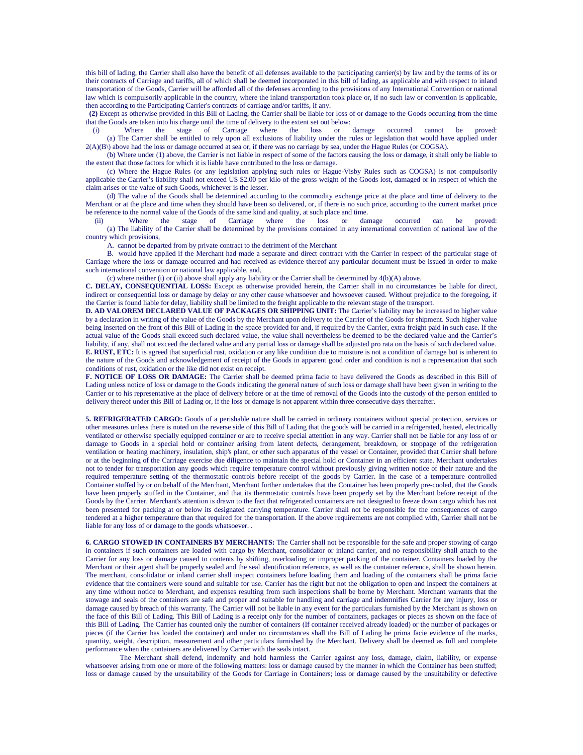this bill of lading, the Carrier shall also have the benefit of all defenses available to the participating carrier(s) by law and by the terms of its or their contracts of Carriage and tariffs, all of which shall be deemed incorporated in this bill of lading, as applicable and with respect to inland transportation of the Goods, Carrier will be afforded all of the defenses according to the provisions of any International Convention or national law which is compulsorily applicable in the country, where the inland transportation took place or, if no such law or convention is applicable, then according to the Participating Carrier's contracts of carriage and/or tariffs, if any.

**(2)** Except as otherwise provided in this Bill of Lading, the Carrier shall be liable for loss of or damage to the Goods occurring from the time that the Goods are taken into his charge until the time of delivery to the extent set out below:

(i) Where the stage of Carriage where the loss or damage occurred cannot be proved:

(a) The Carrier shall be entitled to rely upon all exclusions of liability under the rules or legislation that would have applied under 2(A)(B\) above had the loss or damage occurred at sea or, if there was no carriage by sea, under the Hague Rules (or COGSA).

(b) Where under (1) above, the Carrier is not liable in respect of some of the factors causing the loss or damage, it shall only be liable to the extent that those factors for which it is liable have contributed to the loss or damage.

(c) Where the Hague Rules (or any legislation applying such rules or Hague-Visby Rules such as COGSA) is not compulsorily applicable the Carrier's liability shall not exceed US $2.00 per kilo of the gross weight of the Goods lost, damaged or in respect of which the claim arises or the value of such Goods, whichever is the lesser.

(d) The value of the Goods shall be determined according to the commodity exchange price at the place and time of delivery to the Merchant or at the place and time when they should have been so delivered, or, if there is no such price, according to the current market price be reference to the normal value of the Goods of the same kind and quality, at such place and time.

(ii) Where the stage of Carriage where the loss or damage occurred can be proved:

(a) The liability of the Carrier shall be determined by the provisions contained in any international convention of national law of the country which provisions,

A. cannot be departed from by private contract to the detriment of the Merchant

B. would have applied if the Merchant had made a separate and direct contract with the Carrier in respect of the particular stage of Carriage where the loss or damage occurred and had received as evidence thereof any particular document must be issued in order to make such international convention or national law applicable, and,

(c) where neither (i) or (ii) above shall apply any liability or the Carrier shall be determined by 4(b)(A) above.

**C. DELAY, CONSEQUENTIAL LOSS:** Except as otherwise provided herein, the Carrier shall in no circumstances be liable for direct, indirect or consequential loss or damage by delay or any other cause whatsoever and howsoever caused. Without prejudice to the foregoing, if the Carrier is found liable for delay, liability shall be limited to the freight applicable to the relevant stage of the transport.

**D. AD VALOREM DECLARED VALUE OF PACKAGES OR SHIPPING UNIT:** The Carrier's liability may be increased to higher value by a declaration in writing of the value of the Goods by the Merchant upon delivery to the Carrier of the Goods for shipment. Such higher value being inserted on the front of this Bill of Lading in the space provided for and, if required by the Carrier, extra freight paid in such case. If the actual value of the Goods shall exceed such declared value, the value shall nevertheless be deemed to be the declared value and the Carrier's liability, if any, shall not exceed the declared value and any partial loss or damage shall be adjusted pro rata on the basis of such declared value.

**E. RUST, ETC:** It is agreed that superficial rust, oxidation or any like condition due to moisture is not a condition of damage but is inherent to the nature of the Goods and acknowledgement of receipt of the Goods in apparent good order and condition is not a representation that such conditions of rust, oxidation or the like did not exist on receipt.

**F. NOTICE OF LOSS OR DAMAGE:** The Carrier shall be deemed prima facie to have delivered the Goods as described in this Bill of Lading unless notice of loss or damage to the Goods indicating the general nature of such loss or damage shall have been given in writing to the Carrier or to his representative at the place of delivery before or at the time of removal of the Goods into the custody of the person entitled to delivery thereof under this Bill of Lading or, if the loss or damage is not apparent within three consecutive days thereafter.

**5. REFRIGERATED CARGO:** Goods of a perishable nature shall be carried in ordinary containers without special protection, services or other measures unless there is noted on the reverse side of this Bill of Lading that the goods will be carried in a refrigerated, heated, electrically ventilated or otherwise specially equipped container or are to receive special attention in any way. Carrier shall not be liable for any loss of or damage to Goods in a special hold or container arising from latent defects, derangement, breakdown, or stoppage of the refrigeration ventilation or heating machinery, insulation, ship's plant, or other such apparatus of the vessel or Container, provided that Carrier shall before or at the beginning of the Carriage exercise due diligence to maintain the special hold or Container in an efficient state. Merchant undertakes not to tender for transportation any goods which require temperature control without previously giving written notice of their nature and the required temperature setting of the thermostatic controls before receipt of the goods by Carrier. In the case of a temperature controlled Container stuffed by or on behalf of the Merchant, Merchant further undertakes that the Container has been properly pre-cooled, that the Goods have been properly stuffed in the Container, and that its thermostatic controls have been properly set by the Merchant before receipt of the Goods by the Carrier. Merchant's attention is drawn to the fact that refrigerated containers are not designed to freeze down cargo which has not been presented for packing at or below its designated carrying temperature. Carrier shall not be responsible for the consequences of cargo tendered at a higher temperature than that required for the transportation. If the above requirements are not complied with, Carrier shall not be liable for any loss of or damage to the goods whatsoever. .

**6. CARGO STOWED IN CONTAINERS BY MERCHANTS:** The Carrier shall not be responsible for the safe and proper stowing of cargo in containers if such containers are loaded with cargo by Merchant, consolidator or inland carrier, and no responsibility shall attach to the Carrier for any loss or damage caused to contents by shifting, overloading or improper packing of the container. Containers loaded by the Merchant or their agent shall be properly sealed and the seal identification reference, as well as the container reference, shall be shown herein. The merchant, consolidator or inland carrier shall inspect containers before loading them and loading of the containers shall be prima facie evidence that the containers were sound and suitable for use. Carrier has the right but not the obligation to open and inspect the containers at any time without notice to Merchant, and expenses resulting from such inspections shall be borne by Merchant. Merchant warrants that the stowage and seals of the containers are safe and proper and suitable for handling and carriage and indemnifies Carrier for any injury, loss or damage caused by breach of this warranty. The Carrier will not be liable in any event for the particulars furnished by the Merchant as shown on the face of this Bill of Lading. This Bill of Lading is a receipt only for the number of containers, packages or pieces as shown on the face of this Bill of Lading. The Carrier has counted only the number of containers (If container received already loaded) or the number of packages or pieces (if the Carrier has loaded the container) and under no circumstances shall the Bill of Lading be prima facie evidence of the marks, quantity, weight, description, measurement and other particulars furnished by the Merchant. Delivery shall be deemed as full and complete performance when the containers are delivered by Carrier with the seals intact.

The Merchant shall defend, indemnify and hold harmless the Carrier against any loss, damage, claim, liability, or expense whatsoever arising from one or more of the following matters: loss or damage caused by the manner in which the Container has been stuffed; loss or damage caused by the unsuitability of the Goods for Carriage in Containers; loss or damage caused by the unsuitability or defective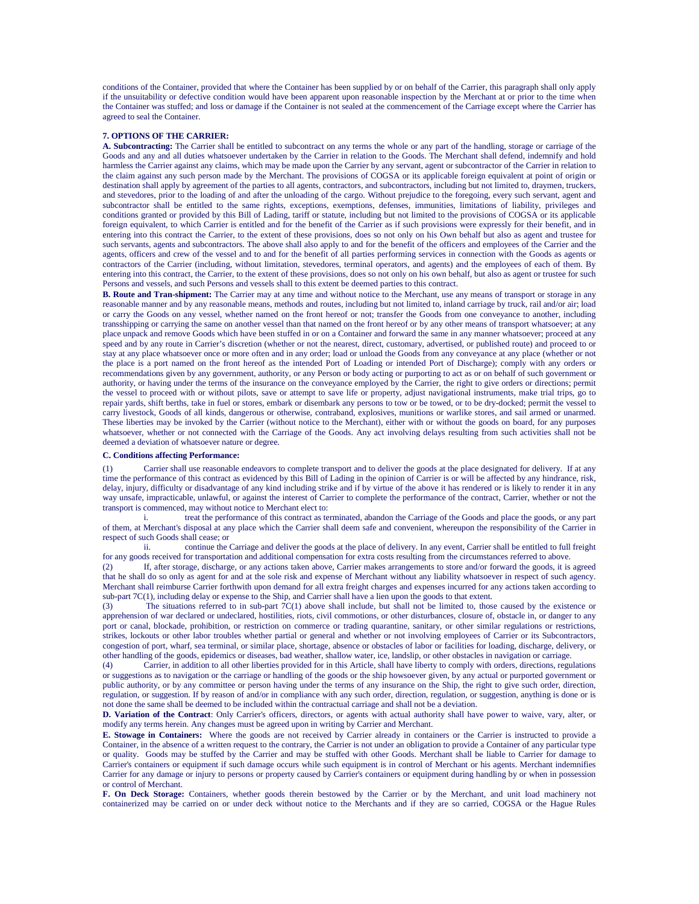conditions of the Container, provided that where the Container has been supplied by or on behalf of the Carrier, this paragraph shall only apply if the unsuitability or defective condition would have been apparent upon reasonable inspection by the Merchant at or prior to the time when the Container was stuffed; and loss or damage if the Container is not sealed at the commencement of the Carriage except where the Carrier has agreed to seal the Container.

**7. OPTIONS OF THE CARRIER:**

**A. Subcontracting:** The Carrier shall be entitled to subcontract on any terms the whole or any part of the handling, storage or carriage of the Goods and any and all duties whatsoever undertaken by the Carrier in relation to the Goods. The Merchant shall defend, indemnify and hold harmless the Carrier against any claims, which may be made upon the Carrier by any servant, agent or subcontractor of the Carrier in relation to the claim against any such person made by the Merchant. The provisions of COGSA or its applicable foreign equivalent at point of origin or destination shall apply by agreement of the parties to all agents, contractors, and subcontractors, including but not limited to, draymen, truckers, and stevedores, prior to the loading of and after the unloading of the cargo. Without prejudice to the foregoing, every such servant, agent and subcontractor shall be entitled to the same rights, exceptions, exemptions, defenses, immunities, limitations of liability, privileges and conditions granted or provided by this Bill of Lading, tariff or statute, including but not limited to the provisions of COGSA or its applicable foreign equivalent, to which Carrier is entitled and for the benefit of the Carrier as if such provisions were expressly for their benefit, and in entering into this contract the Carrier, to the extent of these provisions, does so not only on his Own behalf but also as agent and trustee for such servants, agents and subcontractors. The above shall also apply to and for the benefit of the officers and employees of the Carrier and the agents, officers and crew of the vessel and to and for the benefit of all parties performing services in connection with the Goods as agents or contractors of the Carrier (including, without limitation, stevedores, terminal operators, and agents) and the employees of each of them. By entering into this contract, the Carrier, to the extent of these provisions, does so not only on his own behalf, but also as agent or trustee for such Persons and vessels, and such Persons and vessels shall to this extent be deemed parties to this contract.

**B. Route and Tran-shipment:** The Carrier may at any time and without notice to the Merchant, use any means of transport or storage in any reasonable manner and by any reasonable means, methods and routes, including but not limited to, inland carriage by truck, rail and/or air; load or carry the Goods on any vessel, whether named on the front hereof or not; transfer the Goods from one conveyance to another, including transshipping or carrying the same on another vessel than that named on the front hereof or by any other means of transport whatsoever; at any place unpack and remove Goods which have been stuffed in or on a Container and forward the same in any manner whatsoever; proceed at any speed and by any route in Carrier's discretion (whether or not the nearest, direct, customary, advertised, or published route) and proceed to or stay at any place whatsoever once or more often and in any order; load or unload the Goods from any conveyance at any place (whether or not the place is a port named on the front hereof as the intended Port of Loading or intended Port of Discharge); comply with any orders or recommendations given by any government, authority, or any Person or body acting or purporting to act as or on behalf of such government or authority, or having under the terms of the insurance on the conveyance employed by the Carrier, the right to give orders or directions; permit the vessel to proceed with or without pilots, save or attempt to save life or property, adjust navigational instruments, make trial trips, go to repair yards, shift berths, take in fuel or stores, embark or disembark any persons to tow or be towed, or to be dry-docked; permit the vessel to carry livestock, Goods of all kinds, dangerous or otherwise, contraband, explosives, munitions or warlike stores, and sail armed or unarmed. These liberties may be invoked by the Carrier (without notice to the Merchant), either with or without the goods on board, for any purposes whatsoever, whether or not connected with the Carriage of the Goods. Any act involving delays resulting from such activities shall not be deemed a deviation of whatsoever nature or degree.

**C. Conditions affecting Performance:**

(1) Carrier shall use reasonable endeavors to complete transport and to deliver the goods at the place designated for delivery. If at any time the performance of this contract as evidenced by this Bill of Lading in the opinion of Carrier is or will be affected by any hindrance, risk, delay, injury, difficulty or disadvantage of any kind including strike and if by virtue of the above it has rendered or is likely to render it in any way unsafe, impracticable, unlawful, or against the interest of Carrier to complete the performance of the contract, Carrier, whether or not the transport is commenced, may without notice to Merchant elect to:

i. treat the performance of this contract as terminated, abandon the Carriage of the Goods and place the goods, or any part of them, at Merchant's disposal at any place which the Carrier shall deem safe and convenient, whereupon the responsibility of the Carrier in respect of such Goods shall cease; or

ii. continue the Carriage and deliver the goods at the place of delivery. In any event, Carrier shall be entitled to full freight for any goods received for transportation and additional compensation for extra costs resulting from the circumstances referred to above.

(2) If, after storage, discharge, or any actions taken above, Carrier makes arrangements to store and/or forward the goods, it is agreed that he shall do so only as agent for and at the sole risk and expense of Merchant without any liability whatsoever in respect of such agency. Merchant shall reimburse Carrier forthwith upon demand for all extra freight charges and expenses incurred for any actions taken according to sub-part 7C(1), including delay or expense to the Ship, and Carrier shall have a lien upon the goods to that extent.

(3) The situations referred to in sub-part 7C(1) above shall include, but shall not be limited to, those caused by the existence or apprehension of war declared or undeclared, hostilities, riots, civil commotions, or other disturbances, closure of, obstacle in, or danger to any port or canal, blockade, prohibition, or restriction on commerce or trading quarantine, sanitary, or other similar regulations or restrictions, strikes, lockouts or other labor troubles whether partial or general and whether or not involving employees of Carrier or its Subcontractors, congestion of port, wharf, sea terminal, or similar place, shortage, absence or obstacles of labor or facilities for loading, discharge, delivery, or other handling of the goods, epidemics or diseases, bad weather, shallow water, ice, landslip, or other obstacles in navigation or carriage.

(4) Carrier, in addition to all other liberties provided for in this Article, shall have liberty to comply with orders, directions, regulations or suggestions as to navigation or the carriage or handling of the goods or the ship howsoever given, by any actual or purported government or public authority, or by any committee or person having under the terms of any insurance on the Ship, the right to give such order, direction, regulation, or suggestion. If by reason of and/or in compliance with any such order, direction, regulation, or suggestion, anything is done or is not done the same shall be deemed to be included within the contractual carriage and shall not be a deviation.

**D. Variation of the Contract**: Only Carrier's officers, directors, or agents with actual authority shall have power to waive, vary, alter, or modify any terms herein. Any changes must be agreed upon in writing by Carrier and Merchant.

**E. Stowage in Containers:** Where the goods are not received by Carrier already in containers or the Carrier is instructed to provide a Container, in the absence of a written request to the contrary, the Carrier is not under an obligation to provide a Container of any particular type or quality. Goods may be stuffed by the Carrier and may be stuffed with other Goods. Merchant shall be liable to Carrier for damage to Carrier's containers or equipment if such damage occurs while such equipment is in control of Merchant or his agents. Merchant indemnifies Carrier for any damage or injury to persons or property caused by Carrier's containers or equipment during handling by or when in possession or control of Merchant.

**F. On Deck Storage:** Containers, whether goods therein bestowed by the Carrier or by the Merchant, and unit load machinery not containerized may be carried on or under deck without notice to the Merchants and if they are so carried, COGSA or the Hague Rules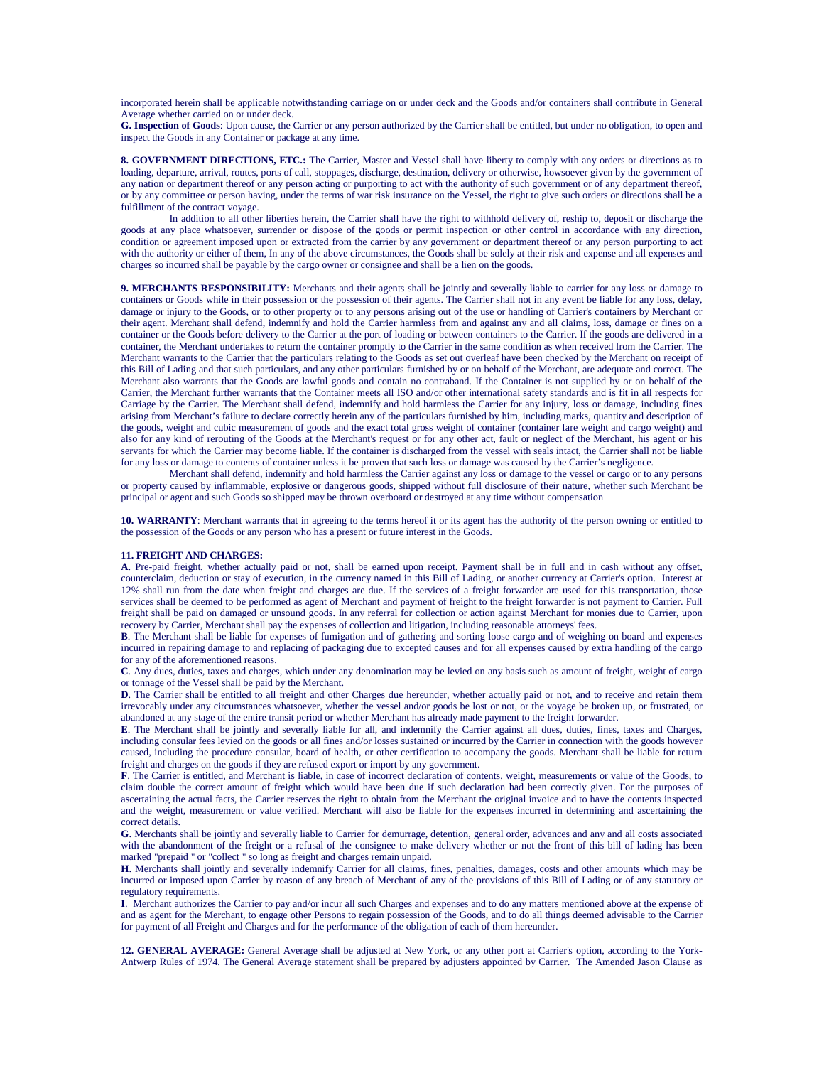incorporated herein shall be applicable notwithstanding carriage on or under deck and the Goods and/or containers shall contribute in General Average whether carried on or under deck.

**G. Inspection of Goods**: Upon cause, the Carrier or any person authorized by the Carrier shall be entitled, but under no obligation, to open and inspect the Goods in any Container or package at any time.

**8. GOVERNMENT DIRECTIONS, ETC.:** The Carrier, Master and Vessel shall have liberty to comply with any orders or directions as to loading, departure, arrival, routes, ports of call, stoppages, discharge, destination, delivery or otherwise, howsoever given by the government of any nation or department thereof or any person acting or purporting to act with the authority of such government or of any department thereof, or by any committee or person having, under the terms of war risk insurance on the Vessel, the right to give such orders or directions shall be a fulfillment of the contract voyage.

In addition to all other liberties herein, the Carrier shall have the right to withhold delivery of, reship to, deposit or discharge the goods at any place whatsoever, surrender or dispose of the goods or permit inspection or other control in accordance with any direction, condition or agreement imposed upon or extracted from the carrier by any government or department thereof or any person purporting to act with the authority or either of them, In any of the above circumstances, the Goods shall be solely at their risk and expense and all expenses and charges so incurred shall be payable by the cargo owner or consignee and shall be a lien on the goods.

**9. MERCHANTS RESPONSIBILITY:** Merchants and their agents shall be jointly and severally liable to carrier for any loss or damage to containers or Goods while in their possession or the possession of their agents. The Carrier shall not in any event be liable for any loss, delay, damage or injury to the Goods, or to other property or to any persons arising out of the use or handling of Carrier's containers by Merchant or their agent. Merchant shall defend, indemnify and hold the Carrier harmless from and against any and all claims, loss, damage or fines on a container or the Goods before delivery to the Carrier at the port of loading or between containers to the Carrier. If the goods are delivered in a container, the Merchant undertakes to return the container promptly to the Carrier in the same condition as when received from the Carrier. The Merchant warrants to the Carrier that the particulars relating to the Goods as set out overleaf have been checked by the Merchant on receipt of this Bill of Lading and that such particulars, and any other particulars furnished by or on behalf of the Merchant, are adequate and correct. The Merchant also warrants that the Goods are lawful goods and contain no contraband. If the Container is not supplied by or on behalf of the Carrier, the Merchant further warrants that the Container meets all ISO and/or other international safety standards and is fit in all respects for Carriage by the Carrier. The Merchant shall defend, indemnify and hold harmless the Carrier for any injury, loss or damage, including fines arising from Merchant's failure to declare correctly herein any of the particulars furnished by him, including marks, quantity and description of the goods, weight and cubic measurement of goods and the exact total gross weight of container (container fare weight and cargo weight) and also for any kind of rerouting of the Goods at the Merchant's request or for any other act, fault or neglect of the Merchant, his agent or his servants for which the Carrier may become liable. If the container is discharged from the vessel with seals intact, the Carrier shall not be liable for any loss or damage to contents of container unless it be proven that such loss or damage was caused by the Carrier's negligence.

Merchant shall defend, indemnify and hold harmless the Carrier against any loss or damage to the vessel or cargo or to any persons or property caused by inflammable, explosive or dangerous goods, shipped without full disclosure of their nature, whether such Merchant be principal or agent and such Goods so shipped may be thrown overboard or destroyed at any time without compensation

**10. WARRANTY**: Merchant warrants that in agreeing to the terms hereof it or its agent has the authority of the person owning or entitled to the possession of the Goods or any person who has a present or future interest in the Goods.

**11. FREIGHT AND CHARGES:**

**A**. Pre-paid freight, whether actually paid or not, shall be earned upon receipt. Payment shall be in full and in cash without any offset, counterclaim, deduction or stay of execution, in the currency named in this Bill of Lading, or another currency at Carrier's option. Interest at 12% shall run from the date when freight and charges are due. If the services of a freight forwarder are used for this transportation, those services shall be deemed to be performed as agent of Merchant and payment of freight to the freight forwarder is not payment to Carrier. Full freight shall be paid on damaged or unsound goods. In any referral for collection or action against Merchant for monies due to Carrier, upon recovery by Carrier, Merchant shall pay the expenses of collection and litigation, including reasonable attorneys' fees.

**B**. The Merchant shall be liable for expenses of fumigation and of gathering and sorting loose cargo and of weighing on board and expenses incurred in repairing damage to and replacing of packaging due to excepted causes and for all expenses caused by extra handling of the cargo for any of the aforementioned reasons.

**C**. Any dues, duties, taxes and charges, which under any denomination may be levied on any basis such as amount of freight, weight of cargo or tonnage of the Vessel shall be paid by the Merchant.

**D**. The Carrier shall be entitled to all freight and other Charges due hereunder, whether actually paid or not, and to receive and retain them irrevocably under any circumstances whatsoever, whether the vessel and/or goods be lost or not, or the voyage be broken up, or frustrated, or abandoned at any stage of the entire transit period or whether Merchant has already made payment to the freight forwarder.

**E**. The Merchant shall be jointly and severally liable for all, and indemnify the Carrier against all dues, duties, fines, taxes and Charges, including consular fees levied on the goods or all fines and/or losses sustained or incurred by the Carrier in connection with the goods however caused, including the procedure consular, board of health, or other certification to accompany the goods. Merchant shall be liable for return freight and charges on the goods if they are refused export or import by any government.

**F**. The Carrier is entitled, and Merchant is liable, in case of incorrect declaration of contents, weight, measurements or value of the Goods, to claim double the correct amount of freight which would have been due if such declaration had been correctly given. For the purposes of ascertaining the actual facts, the Carrier reserves the right to obtain from the Merchant the original invoice and to have the contents inspected and the weight, measurement or value verified. Merchant will also be liable for the expenses incurred in determining and ascertaining the correct details.

**G**. Merchants shall be jointly and severally liable to Carrier for demurrage, detention, general order, advances and any and all costs associated with the abandonment of the freight or a refusal of the consignee to make delivery whether or not the front of this bill of lading has been marked "prepaid " or "collect " so long as freight and charges remain unpaid.

**H**. Merchants shall jointly and severally indemnify Carrier for all claims, fines, penalties, damages, costs and other amounts which may be incurred or imposed upon Carrier by reason of any breach of Merchant of any of the provisions of this Bill of Lading or of any statutory or regulatory requirements.

**I**. Merchant authorizes the Carrier to pay and/or incur all such Charges and expenses and to do any matters mentioned above at the expense of and as agent for the Merchant, to engage other Persons to regain possession of the Goods, and to do all things deemed advisable to the Carrier for payment of all Freight and Charges and for the performance of the obligation of each of them hereunder.

**12. GENERAL AVERAGE:** General Average shall be adjusted at New York, or any other port at Carrier's option, according to the York-Antwerp Rules of 1974. The General Average statement shall be prepared by adjusters appointed by Carrier. The Amended Jason Clause as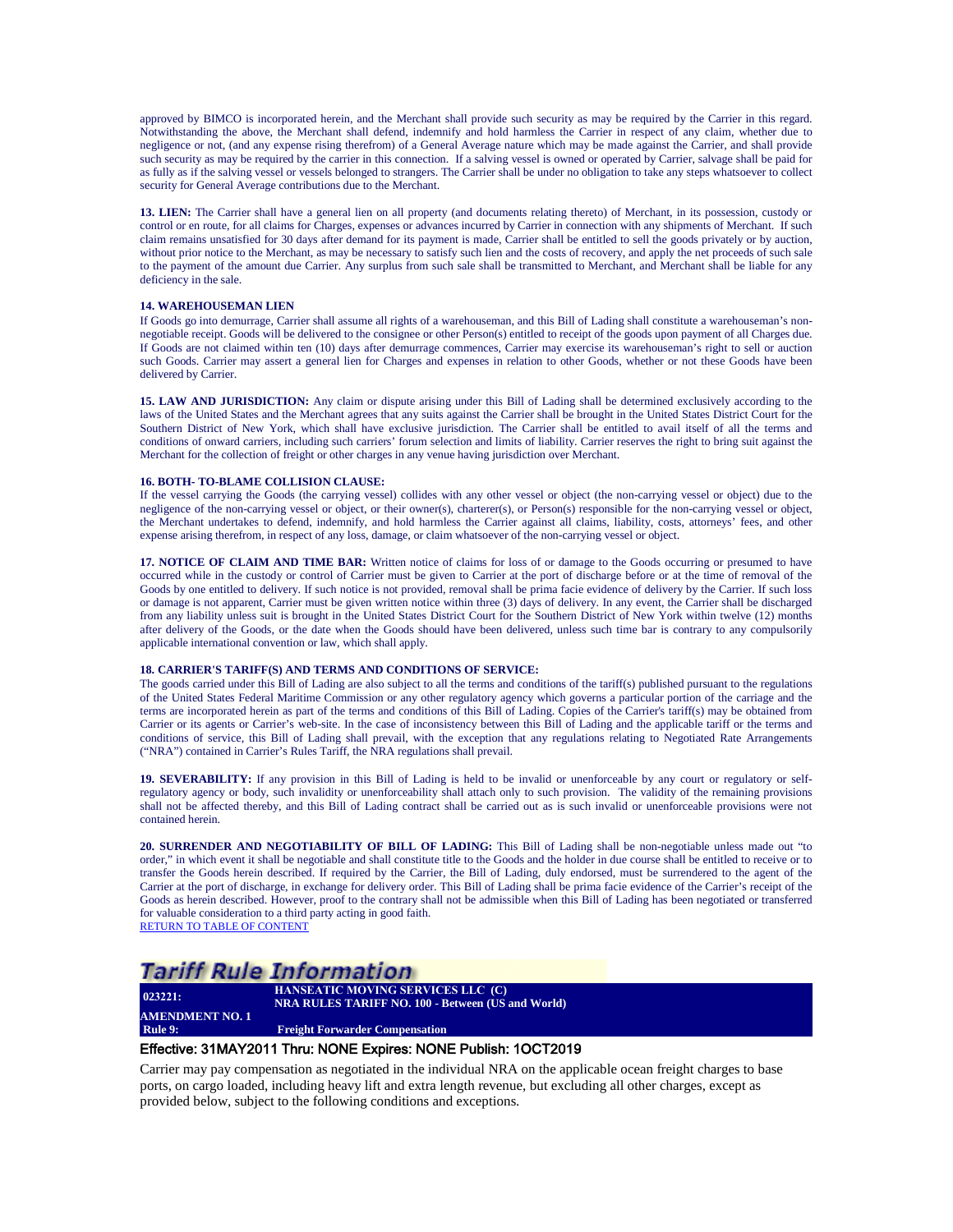approved by BIMCO is incorporated herein, and the Merchant shall provide such security as may be required by the Carrier in this regard. Notwithstanding the above, the Merchant shall defend, indemnify and hold harmless the Carrier in respect of any claim, whether due to negligence or not, (and any expense rising therefrom) of a General Average nature which may be made against the Carrier, and shall provide such security as may be required by the carrier in this connection. If a salving vessel is owned or operated by Carrier, salvage shall be paid for as fully as if the salving vessel or vessels belonged to strangers. The Carrier shall be under no obligation to take any steps whatsoever to collect security for General Average contributions due to the Merchant.

**13. LIEN:** The Carrier shall have a general lien on all property (and documents relating thereto) of Merchant, in its possession, custody or control or en route, for all claims for Charges, expenses or advances incurred by Carrier in connection with any shipments of Merchant. If such claim remains unsatisfied for 30 days after demand for its payment is made, Carrier shall be entitled to sell the goods privately or by auction, without prior notice to the Merchant, as may be necessary to satisfy such lien and the costs of recovery, and apply the net proceeds of such sale to the payment of the amount due Carrier. Any surplus from such sale shall be transmitted to Merchant, and Merchant shall be liable for any deficiency in the sale.

**14. WAREHOUSEMAN LIEN**

If Goods go into demurrage, Carrier shall assume all rights of a warehouseman, and this Bill of Lading shall constitute a warehouseman's non-negotiable receipt. Goods will be delivered to the consignee or other Person(s) entitled to receipt of the goods upon payment of all Charges due. If Goods are not claimed within ten (10) days after demurrage commences, Carrier may exercise its warehouseman's right to sell or auction such Goods. Carrier may assert a general lien for Charges and expenses in relation to other Goods, whether or not these Goods have been delivered by Carrier.

**15. LAW AND JURISDICTION:** Any claim or dispute arising under this Bill of Lading shall be determined exclusively according to the laws of the United States and the Merchant agrees that any suits against the Carrier shall be brought in the United States District Court for the Southern District of New York, which shall have exclusive jurisdiction. The Carrier shall be entitled to avail itself of all the terms and conditions of onward carriers, including such carriers' forum selection and limits of liability. Carrier reserves the right to bring suit against the Merchant for the collection of freight or other charges in any venue having jurisdiction over Merchant.

**16. BOTH- TO-BLAME COLLISION CLAUSE:**

If the vessel carrying the Goods (the carrying vessel) collides with any other vessel or object (the non-carrying vessel or object) due to the negligence of the non-carrying vessel or object, or their owner(s), charterer(s), or Person(s) responsible for the non-carrying vessel or object, the Merchant undertakes to defend, indemnify, and hold harmless the Carrier against all claims, liability, costs, attorneys' fees, and other expense arising therefrom, in respect of any loss, damage, or claim whatsoever of the non-carrying vessel or object.

**17. NOTICE OF CLAIM AND TIME BAR:** Written notice of claims for loss of or damage to the Goods occurring or presumed to have occurred while in the custody or control of Carrier must be given to Carrier at the port of discharge before or at the time of removal of the Goods by one entitled to delivery. If such notice is not provided, removal shall be prima facie evidence of delivery by the Carrier. If such loss or damage is not apparent, Carrier must be given written notice within three (3) days of delivery. In any event, the Carrier shall be discharged from any liability unless suit is brought in the United States District Court for the Southern District of New York within twelve (12) months after delivery of the Goods, or the date when the Goods should have been delivered, unless such time bar is contrary to any compulsorily applicable international convention or law, which shall apply.

**18. CARRIER'S TARIFF(S) AND TERMS AND CONDITIONS OF SERVICE:**

The goods carried under this Bill of Lading are also subject to all the terms and conditions of the tariff(s) published pursuant to the regulations of the United States Federal Maritime Commission or any other regulatory agency which governs a particular portion of the carriage and the terms are incorporated herein as part of the terms and conditions of this Bill of Lading. Copies of the Carrier's tariff(s) may be obtained from Carrier or its agents or Carrier's web-site. In the case of inconsistency between this Bill of Lading and the applicable tariff or the terms and conditions of service, this Bill of Lading shall prevail, with the exception that any regulations relating to Negotiated Rate Arrangements ("NRA") contained in Carrier's Rules Tariff, the NRA regulations shall prevail.

**19. SEVERABILITY:** If any provision in this Bill of Lading is held to be invalid or unenforceable by any court or regulatory or self-regulatory agency or body, such invalidity or unenforceability shall attach only to such provision. The validity of the remaining provisions shall not be affected thereby, and this Bill of Lading contract shall be carried out as is such invalid or unenforceable provisions were not contained herein.

**20. SURRENDER AND NEGOTIABILITY OF BILL OF LADING:** This Bill of Lading shall be non-negotiable unless made out "to order," in which event it shall be negotiable and shall constitute title to the Goods and the holder in due course shall be entitled to receive or to transfer the Goods herein described. If required by the Carrier, the Bill of Lading, duly endorsed, must be surrendered to the agent of the Carrier at the port of discharge, in exchange for delivery order. This Bill of Lading shall be prima facie evidence of the Carrier's receipt of the Goods as herein described. However, proof to the contrary shall not be admissible when this Bill of Lading has been negotiated or transferred for valuable consideration to a third party acting in good faith.

RETURN TO TABLE OF CONTENT

## Tariff Rule Information

| | |
|---|---|
| **023221:** | **HANSEATIC MOVING SERVICES LLC (C)**<br>**NRA RULES TARIFF NO. 100 - Between (US and World)** |
| **AMENDMENT NO. 1** | |
| **Rule 9:** | **Freight Forwarder Compensation** |

Effective: 31MAY2011 Thru: NONE Expires: NONE Publish: 1OCT2019

Carrier may pay compensation as negotiated in the individual NRA on the applicable ocean freight charges to base ports, on cargo loaded, including heavy lift and extra length revenue, but excluding all other charges, except as provided below, subject to the following conditions and exceptions.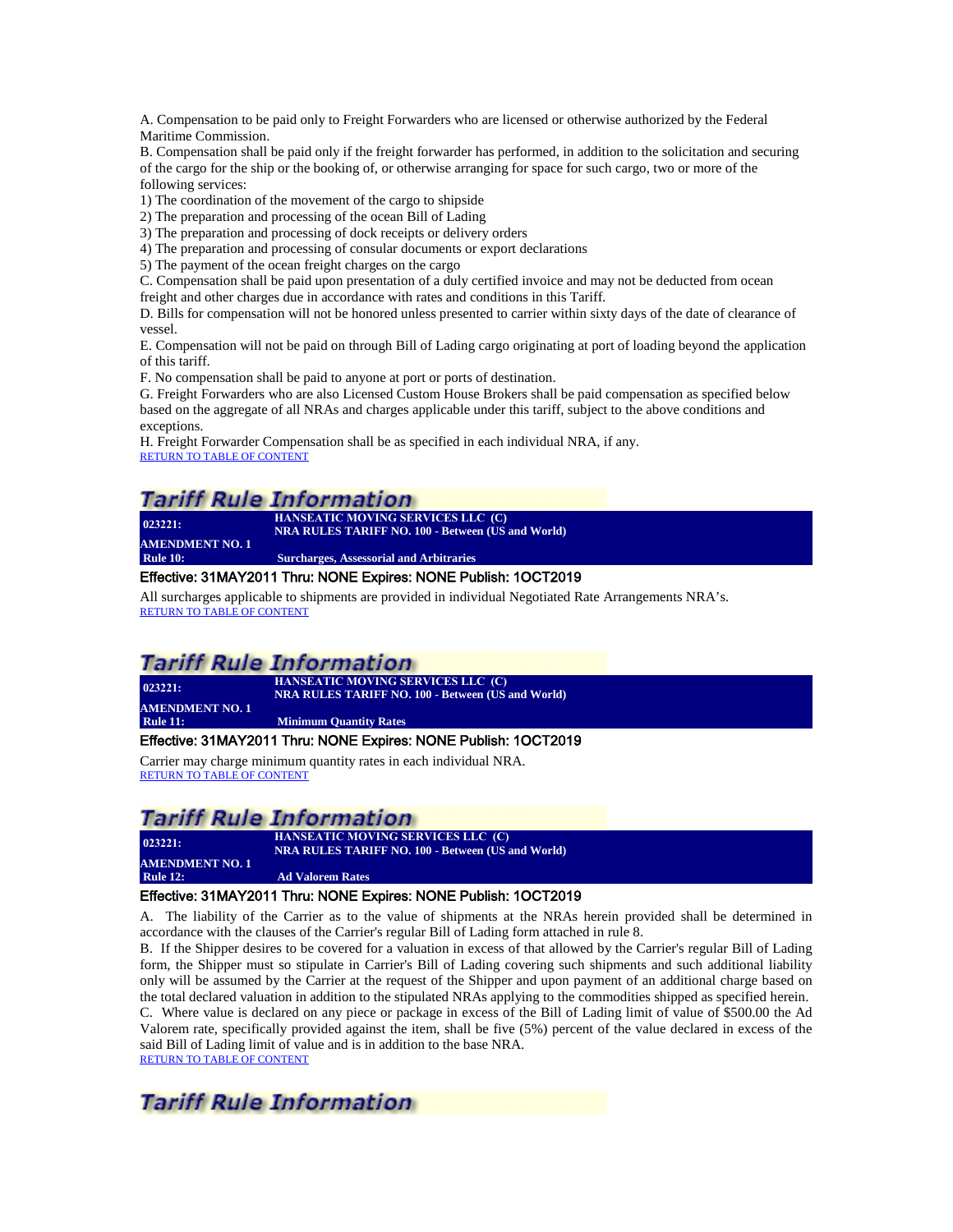A. Compensation to be paid only to Freight Forwarders who are licensed or otherwise authorized by the Federal Maritime Commission.
B. Compensation shall be paid only if the freight forwarder has performed, in addition to the solicitation and securing of the cargo for the ship or the booking of, or otherwise arranging for space for such cargo, two or more of the following services:
1) The coordination of the movement of the cargo to shipside
2) The preparation and processing of the ocean Bill of Lading
3) The preparation and processing of dock receipts or delivery orders
4) The preparation and processing of consular documents or export declarations
5) The payment of the ocean freight charges on the cargo
C. Compensation shall be paid upon presentation of a duly certified invoice and may not be deducted from ocean freight and other charges due in accordance with rates and conditions in this Tariff.
D. Bills for compensation will not be honored unless presented to carrier within sixty days of the date of clearance of vessel.
E. Compensation will not be paid on through Bill of Lading cargo originating at port of loading beyond the application of this tariff.
F. No compensation shall be paid to anyone at port or ports of destination.
G. Freight Forwarders who are also Licensed Custom House Brokers shall be paid compensation as specified below based on the aggregate of all NRAs and charges applicable under this tariff, subject to the above conditions and exceptions.
H. Freight Forwarder Compensation shall be as specified in each individual NRA, if any.
RETURN TO TABLE OF CONTENT

## Tariff Rule Information

| 023221: | HANSEATIC MOVING SERVICES LLC (C) NRA RULES TARIFF NO. 100 - Between (US and World) |
|---|---|
| AMENDMENT NO. 1 | |
| Rule 10: | Surcharges, Assessorial and Arbitraries |

Effective: 31MAY2011 Thru: NONE Expires: NONE Publish: 1OCT2019

All surcharges applicable to shipments are provided in individual Negotiated Rate Arrangements NRA's.
RETURN TO TABLE OF CONTENT

## Tariff Rule Information

| 023221: | HANSEATIC MOVING SERVICES LLC (C) NRA RULES TARIFF NO. 100 - Between (US and World) |
|---|---|
| AMENDMENT NO. 1 | |
| Rule 11: | Minimum Quantity Rates |

Effective: 31MAY2011 Thru: NONE Expires: NONE Publish: 1OCT2019

Carrier may charge minimum quantity rates in each individual NRA.
RETURN TO TABLE OF CONTENT

## Tariff Rule Information

| 023221: | HANSEATIC MOVING SERVICES LLC (C) NRA RULES TARIFF NO. 100 - Between (US and World) |
|---|---|
| AMENDMENT NO. 1 | |
| Rule 12: | Ad Valorem Rates |

Effective: 31MAY2011 Thru: NONE Expires: NONE Publish: 1OCT2019

A. The liability of the Carrier as to the value of shipments at the NRAs herein provided shall be determined in accordance with the clauses of the Carrier's regular Bill of Lading form attached in rule 8.
B. If the Shipper desires to be covered for a valuation in excess of that allowed by the Carrier's regular Bill of Lading form, the Shipper must so stipulate in Carrier's Bill of Lading covering such shipments and such additional liability only will be assumed by the Carrier at the request of the Shipper and upon payment of an additional charge based on the total declared valuation in addition to the stipulated NRAs applying to the commodities shipped as specified herein.
C. Where value is declared on any piece or package in excess of the Bill of Lading limit of value of $500.00 the Ad Valorem rate, specifically provided against the item, shall be five (5%) percent of the value declared in excess of the said Bill of Lading limit of value and is in addition to the base NRA.
RETURN TO TABLE OF CONTENT

## Tariff Rule Information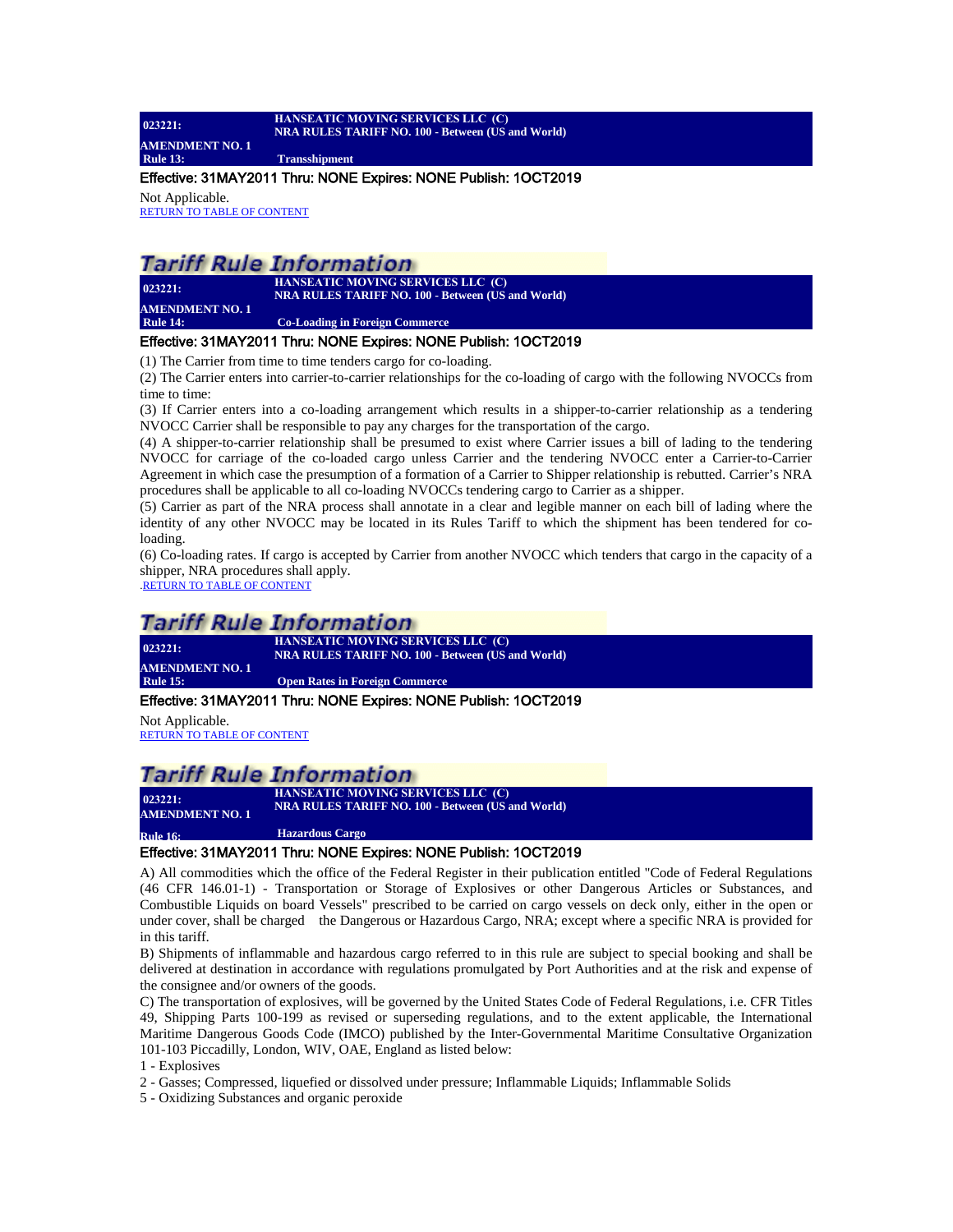**023221:** **HANSEATIC MOVING SERVICES LLC (C)**
**NRA RULES TARIFF NO. 100 - Between (US and World)**
**AMENDMENT NO. 1**
**Rule 13:** **Transshipment**

Effective: 31MAY2011 Thru: NONE Expires: NONE Publish: 1OCT2019

Not Applicable.
RETURN TO TABLE OF CONTENT

## Tariff Rule Information

**023221:** **HANSEATIC MOVING SERVICES LLC (C)**
**NRA RULES TARIFF NO. 100 - Between (US and World)**
**AMENDMENT NO. 1**
**Rule 14:** **Co-Loading in Foreign Commerce**

Effective: 31MAY2011 Thru: NONE Expires: NONE Publish: 1OCT2019

(1) The Carrier from time to time tenders cargo for co-loading.
(2) The Carrier enters into carrier-to-carrier relationships for the co-loading of cargo with the following NVOCCs from time to time:
(3) If Carrier enters into a co-loading arrangement which results in a shipper-to-carrier relationship as a tendering NVOCC Carrier shall be responsible to pay any charges for the transportation of the cargo.
(4) A shipper-to-carrier relationship shall be presumed to exist where Carrier issues a bill of lading to the tendering NVOCC for carriage of the co-loaded cargo unless Carrier and the tendering NVOCC enter a Carrier-to-Carrier Agreement in which case the presumption of a formation of a Carrier to Shipper relationship is rebutted. Carrier's NRA procedures shall be applicable to all co-loading NVOCCs tendering cargo to Carrier as a shipper.
(5) Carrier as part of the NRA process shall annotate in a clear and legible manner on each bill of lading where the identity of any other NVOCC may be located in its Rules Tariff to which the shipment has been tendered for co-loading.
(6) Co-loading rates. If cargo is accepted by Carrier from another NVOCC which tenders that cargo in the capacity of a shipper, NRA procedures shall apply.
.RETURN TO TABLE OF CONTENT

## Tariff Rule Information

**023221:** **HANSEATIC MOVING SERVICES LLC (C)**
**NRA RULES TARIFF NO. 100 - Between (US and World)**
**AMENDMENT NO. 1**
**Rule 15:** **Open Rates in Foreign Commerce**

Effective: 31MAY2011 Thru: NONE Expires: NONE Publish: 1OCT2019

Not Applicable.
RETURN TO TABLE OF CONTENT

## Tariff Rule Information

**023221:** **HANSEATIC MOVING SERVICES LLC (C)**
**NRA RULES TARIFF NO. 100 - Between (US and World)**
**AMENDMENT NO. 1**
**Rule 16:** **Hazardous Cargo**

Effective: 31MAY2011 Thru: NONE Expires: NONE Publish: 1OCT2019

A) All commodities which the office of the Federal Register in their publication entitled "Code of Federal Regulations (46 CFR 146.01-1) - Transportation or Storage of Explosives or other Dangerous Articles or Substances, and Combustible Liquids on board Vessels" prescribed to be carried on cargo vessels on deck only, either in the open or under cover, shall be charged the Dangerous or Hazardous Cargo, NRA; except where a specific NRA is provided for in this tariff.
B) Shipments of inflammable and hazardous cargo referred to in this rule are subject to special booking and shall be delivered at destination in accordance with regulations promulgated by Port Authorities and at the risk and expense of the consignee and/or owners of the goods.
C) The transportation of explosives, will be governed by the United States Code of Federal Regulations, i.e. CFR Titles 49, Shipping Parts 100-199 as revised or superseding regulations, and to the extent applicable, the International Maritime Dangerous Goods Code (IMCO) published by the Inter-Governmental Maritime Consultative Organization 101-103 Piccadilly, London, WIV, OAE, England as listed below:
1 - Explosives
2 - Gasses; Compressed, liquefied or dissolved under pressure; Inflammable Liquids; Inflammable Solids
5 - Oxidizing Substances and organic peroxide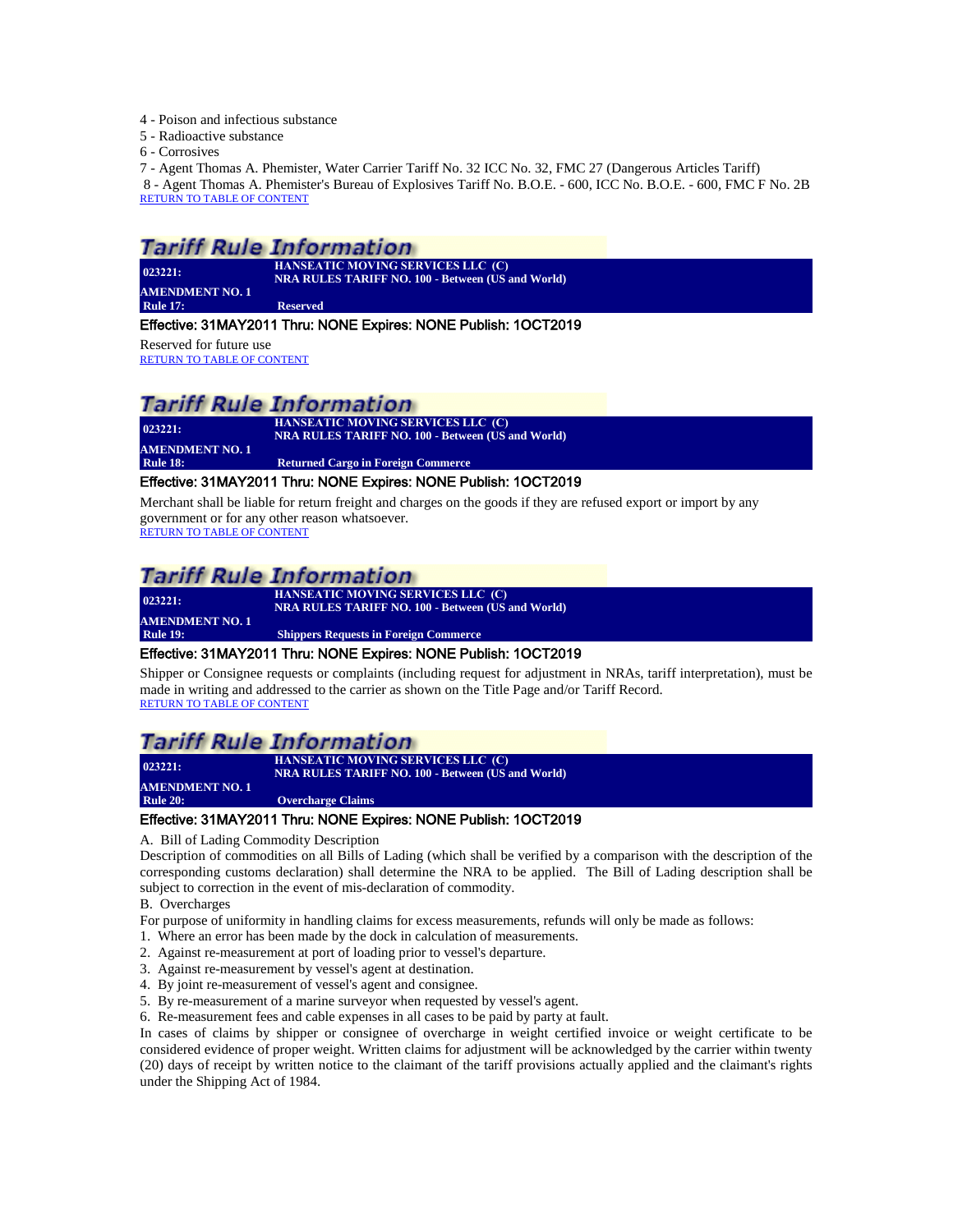4 - Poison and infectious substance
5 - Radioactive substance
6 - Corrosives
7 - Agent Thomas A. Phemister, Water Carrier Tariff No. 32 ICC No. 32, FMC 27 (Dangerous Articles Tariff)
8 - Agent Thomas A. Phemister's Bureau of Explosives Tariff No. B.O.E. - 600, ICC No. B.O.E. - 600, FMC F No. 2B
RETURN TO TABLE OF CONTENT

## Tariff Rule Information

**023221:** **HANSEATIC MOVING SERVICES LLC (C)**
**NRA RULES TARIFF NO. 100 - Between (US and World)**
**AMENDMENT NO. 1**
**Rule 17:** **Reserved**

Effective: 31MAY2011 Thru: NONE Expires: NONE Publish: 1OCT2019

Reserved for future use
RETURN TO TABLE OF CONTENT

## Tariff Rule Information

**023221:** **HANSEATIC MOVING SERVICES LLC (C)**
**NRA RULES TARIFF NO. 100 - Between (US and World)**
**AMENDMENT NO. 1**
**Rule 18:** **Returned Cargo in Foreign Commerce**

Effective: 31MAY2011 Thru: NONE Expires: NONE Publish: 1OCT2019

Merchant shall be liable for return freight and charges on the goods if they are refused export or import by any government or for any other reason whatsoever.
RETURN TO TABLE OF CONTENT

## Tariff Rule Information

**023221:** **HANSEATIC MOVING SERVICES LLC (C)**
**NRA RULES TARIFF NO. 100 - Between (US and World)**
**AMENDMENT NO. 1**
**Rule 19:** **Shippers Requests in Foreign Commerce**

Effective: 31MAY2011 Thru: NONE Expires: NONE Publish: 1OCT2019

Shipper or Consignee requests or complaints (including request for adjustment in NRAs, tariff interpretation), must be made in writing and addressed to the carrier as shown on the Title Page and/or Tariff Record.
RETURN TO TABLE OF CONTENT

## Tariff Rule Information

**023221:** **HANSEATIC MOVING SERVICES LLC (C)**
**NRA RULES TARIFF NO. 100 - Between (US and World)**
**AMENDMENT NO. 1**
**Rule 20:** **Overcharge Claims**

Effective: 31MAY2011 Thru: NONE Expires: NONE Publish: 1OCT2019

A. Bill of Lading Commodity Description
Description of commodities on all Bills of Lading (which shall be verified by a comparison with the description of the corresponding customs declaration) shall determine the NRA to be applied. The Bill of Lading description shall be subject to correction in the event of mis-declaration of commodity.
B. Overcharges
For purpose of uniformity in handling claims for excess measurements, refunds will only be made as follows:
1. Where an error has been made by the dock in calculation of measurements.
2. Against re-measurement at port of loading prior to vessel's departure.
3. Against re-measurement by vessel's agent at destination.
4. By joint re-measurement of vessel's agent and consignee.
5. By re-measurement of a marine surveyor when requested by vessel's agent.
6. Re-measurement fees and cable expenses in all cases to be paid by party at fault.

In cases of claims by shipper or consignee of overcharge in weight certified invoice or weight certificate to be considered evidence of proper weight. Written claims for adjustment will be acknowledged by the carrier within twenty (20) days of receipt by written notice to the claimant of the tariff provisions actually applied and the claimant's rights under the Shipping Act of 1984.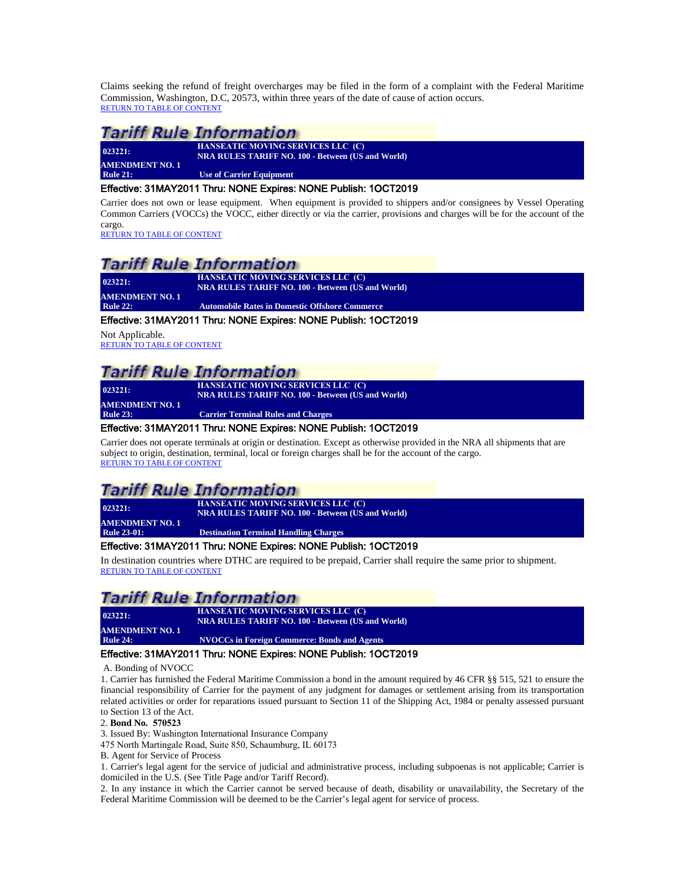Claims seeking the refund of freight overcharges may be filed in the form of a complaint with the Federal Maritime Commission, Washington, D.C, 20573, within three years of the date of cause of action occurs.
RETURN TO TABLE OF CONTENT

## Tariff Rule Information

**023221:** **HANSEATIC MOVING SERVICES LLC (C)**
**NRA RULES TARIFF NO. 100 - Between (US and World)**
**AMENDMENT NO. 1**
**Rule 21:** **Use of Carrier Equipment**

Effective: 31MAY2011 Thru: NONE Expires: NONE Publish: 1OCT2019

Carrier does not own or lease equipment. When equipment is provided to shippers and/or consignees by Vessel Operating Common Carriers (VOCCs) the VOCC, either directly or via the carrier, provisions and charges will be for the account of the cargo.
RETURN TO TABLE OF CONTENT

## Tariff Rule Information

**023221:** **HANSEATIC MOVING SERVICES LLC (C)**
**NRA RULES TARIFF NO. 100 - Between (US and World)**
**AMENDMENT NO. 1**
**Rule 22:** **Automobile Rates in Domestic Offshore Commerce**

Effective: 31MAY2011 Thru: NONE Expires: NONE Publish: 1OCT2019

Not Applicable.
RETURN TO TABLE OF CONTENT

## Tariff Rule Information

**023221:** **HANSEATIC MOVING SERVICES LLC (C)**
**NRA RULES TARIFF NO. 100 - Between (US and World)**
**AMENDMENT NO. 1**
**Rule 23:** **Carrier Terminal Rules and Charges**

Effective: 31MAY2011 Thru: NONE Expires: NONE Publish: 1OCT2019

Carrier does not operate terminals at origin or destination. Except as otherwise provided in the NRA all shipments that are subject to origin, destination, terminal, local or foreign charges shall be for the account of the cargo.
RETURN TO TABLE OF CONTENT

## Tariff Rule Information

**023221:** **HANSEATIC MOVING SERVICES LLC (C)**
**NRA RULES TARIFF NO. 100 - Between (US and World)**
**AMENDMENT NO. 1**
**Rule 23-01:** **Destination Terminal Handling Charges**

Effective: 31MAY2011 Thru: NONE Expires: NONE Publish: 1OCT2019

In destination countries where DTHC are required to be prepaid, Carrier shall require the same prior to shipment.
RETURN TO TABLE OF CONTENT

## Tariff Rule Information

**023221:** **HANSEATIC MOVING SERVICES LLC (C)**
**NRA RULES TARIFF NO. 100 - Between (US and World)**
**AMENDMENT NO. 1**
**Rule 24:** **NVOCCs in Foreign Commerce: Bonds and Agents**

Effective: 31MAY2011 Thru: NONE Expires: NONE Publish: 1OCT2019

A. Bonding of NVOCC

1. Carrier has furnished the Federal Maritime Commission a bond in the amount required by 46 CFR §§ 515, 521 to ensure the financial responsibility of Carrier for the payment of any judgment for damages or settlement arising from its transportation related activities or order for reparations issued pursuant to Section 11 of the Shipping Act, 1984 or penalty assessed pursuant to Section 13 of the Act.

2. **Bond No. 570523**

3. Issued By: Washington International Insurance Company
475 North Martingale Road, Suite 850, Schaumburg, IL 60173

B. Agent for Service of Process

1. Carrier's legal agent for the service of judicial and administrative process, including subpoenas is not applicable; Carrier is domiciled in the U.S. (See Title Page and/or Tariff Record).

2. In any instance in which the Carrier cannot be served because of death, disability or unavailability, the Secretary of the Federal Maritime Commission will be deemed to be the Carrier's legal agent for service of process.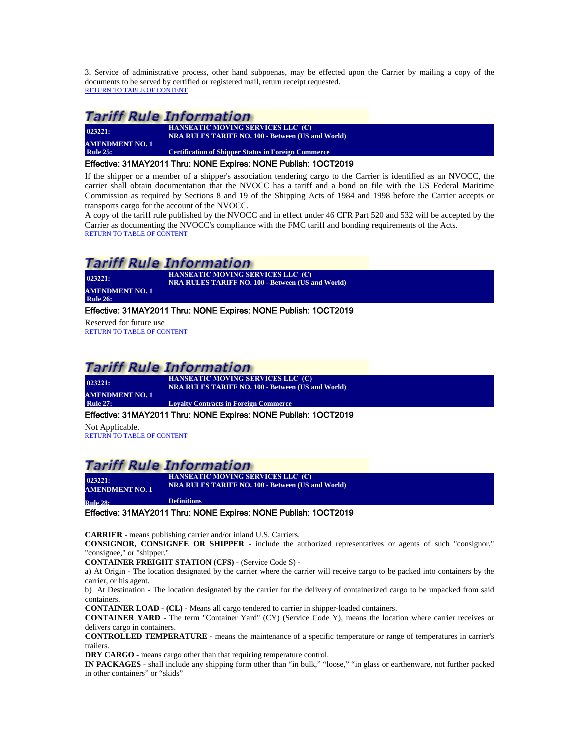3. Service of administrative process, other hand subpoenas, may be effected upon the Carrier by mailing a copy of the documents to be served by certified or registered mail, return receipt requested.
RETURN TO TABLE OF CONTENT

## Tariff Rule Information

**023221:** **HANSEATIC MOVING SERVICES LLC (C)**
**NRA RULES TARIFF NO. 100 - Between (US and World)**
**AMENDMENT NO. 1**
**Rule 25:** **Certification of Shipper Status in Foreign Commerce**

Effective: 31MAY2011 Thru: NONE Expires: NONE Publish: 1OCT2019

If the shipper or a member of a shipper's association tendering cargo to the Carrier is identified as an NVOCC, the carrier shall obtain documentation that the NVOCC has a tariff and a bond on file with the US Federal Maritime Commission as required by Sections 8 and 19 of the Shipping Acts of 1984 and 1998 before the Carrier accepts or transports cargo for the account of the NVOCC.
A copy of the tariff rule published by the NVOCC and in effect under 46 CFR Part 520 and 532 will be accepted by the Carrier as documenting the NVOCC's compliance with the FMC tariff and bonding requirements of the Acts.
RETURN TO TABLE OF CONTENT

## Tariff Rule Information

**023221:** **HANSEATIC MOVING SERVICES LLC (C)**
**NRA RULES TARIFF NO. 100 - Between (US and World)**
**AMENDMENT NO. 1**
**Rule 26:**

Effective: 31MAY2011 Thru: NONE Expires: NONE Publish: 1OCT2019

Reserved for future use
RETURN TO TABLE OF CONTENT

## Tariff Rule Information

**023221:** **HANSEATIC MOVING SERVICES LLC (C)**
**NRA RULES TARIFF NO. 100 - Between (US and World)**
**AMENDMENT NO. 1**
**Rule 27:** **Loyalty Contracts in Foreign Commerce**

Effective: 31MAY2011 Thru: NONE Expires: NONE Publish: 1OCT2019

Not Applicable.
RETURN TO TABLE OF CONTENT

## Tariff Rule Information

**023221:** **HANSEATIC MOVING SERVICES LLC (C)**
**NRA RULES TARIFF NO. 100 - Between (US and World)**
**AMENDMENT NO. 1**
**Rule 28:** **Definitions**

Effective: 31MAY2011 Thru: NONE Expires: NONE Publish: 1OCT2019

**CARRIER** - means publishing carrier and/or inland U.S. Carriers.
**CONSIGNOR, CONSIGNEE OR SHIPPER** - include the authorized representatives or agents of such "consignor," "consignee," or "shipper."
**CONTAINER FREIGHT STATION (CFS)** - (Service Code S) -
a) At Origin - The location designated by the carrier where the carrier will receive cargo to be packed into containers by the carrier, or his agent.
b) At Destination - The location designated by the carrier for the delivery of containerized cargo to be unpacked from said containers.
**CONTAINER LOAD - (CL)** - Means all cargo tendered to carrier in shipper-loaded containers.
**CONTAINER YARD** - The term "Container Yard" (CY) (Service Code Y), means the location where carrier receives or delivers cargo in containers.
**CONTROLLED TEMPERATURE** - means the maintenance of a specific temperature or range of temperatures in carrier's trailers.
**DRY CARGO** - means cargo other than that requiring temperature control.
**IN PACKAGES** - shall include any shipping form other than “in bulk,” “loose,” “in glass or earthenware, not further packed in other containers” or “skids”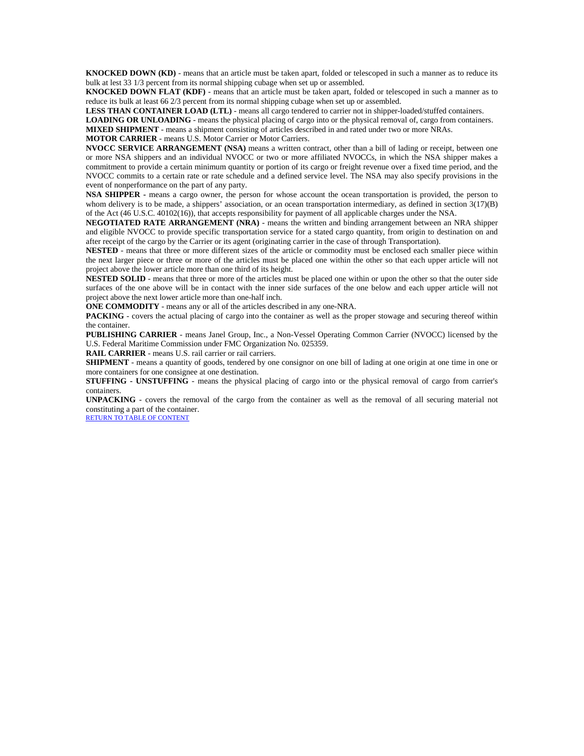**KNOCKED DOWN (KD)** - means that an article must be taken apart, folded or telescoped in such a manner as to reduce its bulk at lest 33 1/3 percent from its normal shipping cubage when set up or assembled.

**KNOCKED DOWN FLAT (KDF)** - means that an article must be taken apart, folded or telescoped in such a manner as to reduce its bulk at least 66 2/3 percent from its normal shipping cubage when set up or assembled.

**LESS THAN CONTAINER LOAD (LTL)** - means all cargo tendered to carrier not in shipper-loaded/stuffed containers.

**LOADING OR UNLOADING** - means the physical placing of cargo into or the physical removal of, cargo from containers.

**MIXED SHIPMENT** - means a shipment consisting of articles described in and rated under two or more NRAs.

**MOTOR CARRIER** - means U.S. Motor Carrier or Motor Carriers.

**NVOCC SERVICE ARRANGEMENT (NSA)** means a written contract, other than a bill of lading or receipt, between one or more NSA shippers and an individual NVOCC or two or more affiliated NVOCCs, in which the NSA shipper makes a commitment to provide a certain minimum quantity or portion of its cargo or freight revenue over a fixed time period, and the NVOCC commits to a certain rate or rate schedule and a defined service level. The NSA may also specify provisions in the event of nonperformance on the part of any party.

**NSA SHIPPER -** means a cargo owner, the person for whose account the ocean transportation is provided, the person to whom delivery is to be made, a shippers' association, or an ocean transportation intermediary, as defined in section 3(17)(B) of the Act (46 U.S.C. 40102(16)), that accepts responsibility for payment of all applicable charges under the NSA.

**NEGOTIATED RATE ARRANGEMENT (NRA)** - means the written and binding arrangement between an NRA shipper and eligible NVOCC to provide specific transportation service for a stated cargo quantity, from origin to destination on and after receipt of the cargo by the Carrier or its agent (originating carrier in the case of through Transportation).

**NESTED** - means that three or more different sizes of the article or commodity must be enclosed each smaller piece within the next larger piece or three or more of the articles must be placed one within the other so that each upper article will not project above the lower article more than one third of its height.

**NESTED SOLID** - means that three or more of the articles must be placed one within or upon the other so that the outer side surfaces of the one above will be in contact with the inner side surfaces of the one below and each upper article will not project above the next lower article more than one-half inch.

**ONE COMMODITY** - means any or all of the articles described in any one-NRA.

**PACKING** - covers the actual placing of cargo into the container as well as the proper stowage and securing thereof within the container.

**PUBLISHING CARRIER** - means Janel Group, Inc., a Non-Vessel Operating Common Carrier (NVOCC) licensed by the U.S. Federal Maritime Commission under FMC Organization No. 025359.

**RAIL CARRIER** - means U.S. rail carrier or rail carriers.

**SHIPMENT** - means a quantity of goods, tendered by one consignor on one bill of lading at one origin at one time in one or more containers for one consignee at one destination.

**STUFFING - UNSTUFFING** - means the physical placing of cargo into or the physical removal of cargo from carrier's containers.

**UNPACKING** - covers the removal of the cargo from the container as well as the removal of all securing material not constituting a part of the container.

RETURN TO TABLE OF CONTENT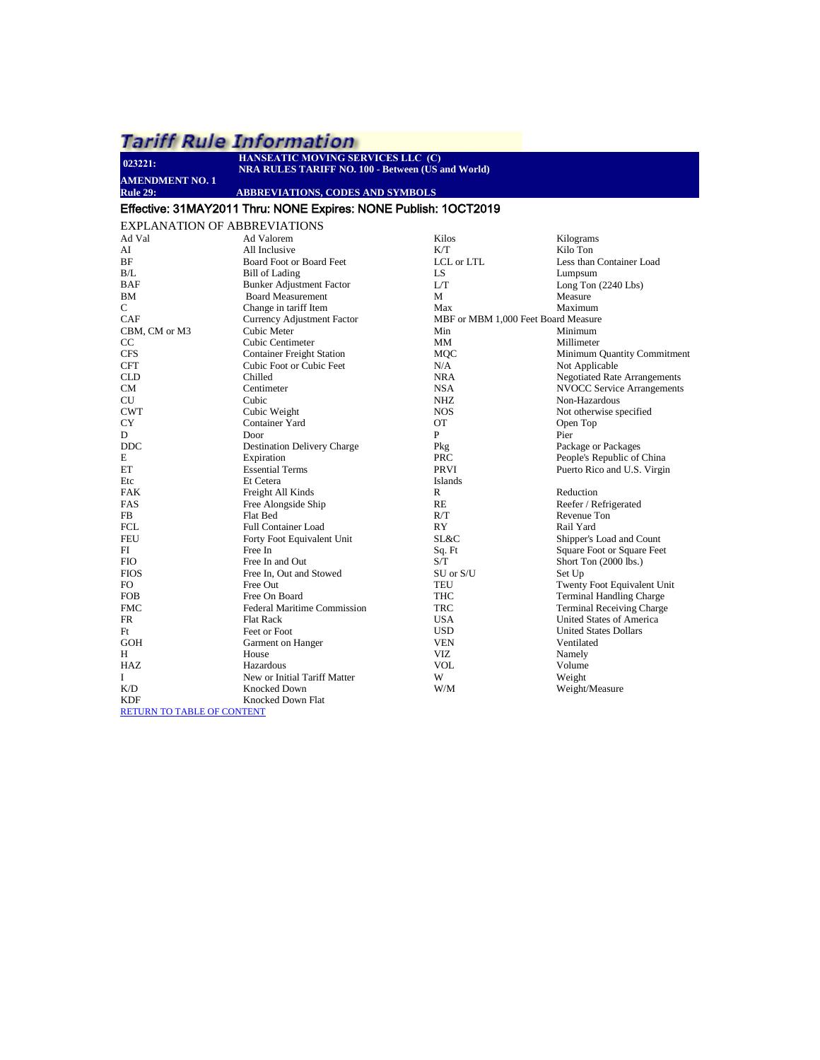# Tariff Rule Information

**023221:** **HANSEATIC MOVING SERVICES LLC (C)**
**NRA RULES TARIFF NO. 100 - Between (US and World)**

**AMENDMENT NO. 1**

**Rule 29:** **ABBREVIATIONS, CODES AND SYMBOLS**

**Effective: 31MAY2011 Thru: NONE Expires: NONE Publish: 1OCT2019**

EXPLANATION OF ABBREVIATIONS

| Abbreviation | Meaning |
|---|---|
| Ad Val | Ad Valorem |
| AI | All Inclusive |
| BF | Board Foot or Board Feet |
| B/L | Bill of Lading |
| BAF | Bunker Adjustment Factor |
| BM | Board Measurement |
| C | Change in tariff Item |
| CAF | Currency Adjustment Factor |
| CBM, CM or M3 | Cubic Meter |
| CC | Cubic Centimeter |
| CFS | Container Freight Station |
| CFT | Cubic Foot or Cubic Feet |
| CLD | Chilled |
| CM | Centimeter |
| CU | Cubic |
| CWT | Cubic Weight |
| CY | Container Yard |
| D | Door |
| DDC | Destination Delivery Charge |
| E | Expiration |
| ET | Essential Terms |
| Etc | Et Cetera |
| FAK | Freight All Kinds |
| FAS | Free Alongside Ship |
| FB | Flat Bed |
| FCL | Full Container Load |
| FEU | Forty Foot Equivalent Unit |
| FI | Free In |
| FIO | Free In and Out |
| FIOS | Free In, Out and Stowed |
| FO | Free Out |
| FOB | Free On Board |
| FMC | Federal Maritime Commission |
| FR | Flat Rack |
| Ft | Feet or Foot |
| GOH | Garment on Hanger |
| H | House |
| HAZ | Hazardous |
| I | New or Initial Tariff Matter |
| K/D | Knocked Down |
| KDF | Knocked Down Flat |
| Kilos | Kilograms |
| K/T | Kilo Ton |
| LCL or LTL | Less than Container Load |
| LS | Lumpsum |
| L/T | Long Ton (2240 Lbs) |
| M | Measure |
| Max | Maximum |
| MBF or MBM | 1,000 Feet Board Measure |
| Min | Minimum |
| MM | Millimeter |
| MQC | Minimum Quantity Commitment |
| N/A | Not Applicable |
| NRA | Negotiated Rate Arrangements |
| NSA | NVOCC Service Arrangements |
| NHZ | Non-Hazardous |
| NOS | Not otherwise specified |
| OT | Open Top |
| P | Pier |
| Pkg | Package or Packages |
| PRC | People's Republic of China |
| PRVI | Puerto Rico and U.S. Virgin Islands |
| R | Reduction |
| RE | Reefer / Refrigerated |
| R/T | Revenue Ton |
| RY | Rail Yard |
| SL&C | Shipper's Load and Count |
| Sq. Ft | Square Foot or Square Feet |
| S/T | Short Ton (2000 lbs.) |
| SU or S/U | Set Up |
| TEU | Twenty Foot Equivalent Unit |
| THC | Terminal Handling Charge |
| TRC | Terminal Receiving Charge |
| USA | United States of America |
| USD | United States Dollars |
| VEN | Ventilated |
| VIZ | Namely |
| VOL | Volume |
| W | Weight |
| W/M | Weight/Measure |

RETURN TO TABLE OF CONTENT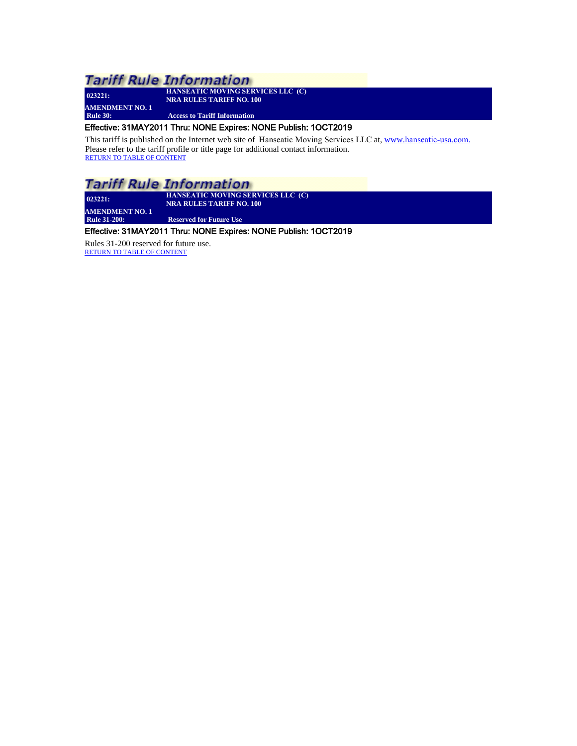## Tariff Rule Information

**023221:** **HANSEATIC MOVING SERVICES LLC (C)**
**NRA RULES TARIFF NO. 100**
**AMENDMENT NO. 1**
**Rule 30:** **Access to Tariff Information**

Effective: 31MAY2011 Thru: NONE Expires: NONE Publish: 1OCT2019

This tariff is published on the Internet web site of Hanseatic Moving Services LLC at, www.hanseatic-usa.com.
Please refer to the tariff profile or title page for additional contact information.
RETURN TO TABLE OF CONTENT

## Tariff Rule Information

**023221:** **HANSEATIC MOVING SERVICES LLC (C)**
**NRA RULES TARIFF NO. 100**
**AMENDMENT NO. 1**
**Rule 31-200:** **Reserved for Future Use**

Effective: 31MAY2011 Thru: NONE Expires: NONE Publish: 1OCT2019

Rules 31-200 reserved for future use.
RETURN TO TABLE OF CONTENT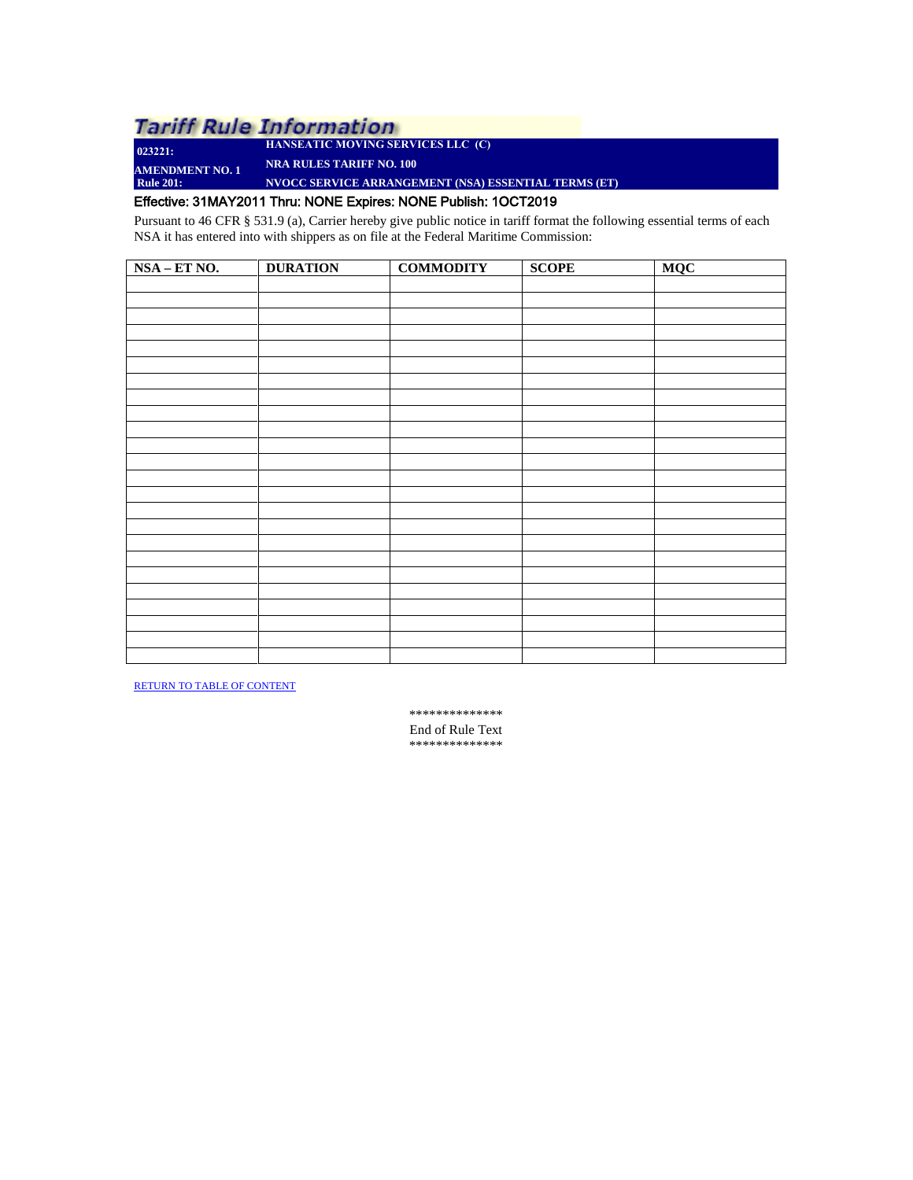## Tariff Rule Information

**023221:** HANSEATIC MOVING SERVICES LLC (C)

**AMENDMENT NO. 1** NRA RULES TARIFF NO. 100

**Rule 201:** NVOCC SERVICE ARRANGEMENT (NSA) ESSENTIAL TERMS (ET)

Effective: 31MAY2011 Thru: NONE Expires: NONE Publish: 1OCT2019

Pursuant to 46 CFR § 531.9 (a), Carrier hereby give public notice in tariff format the following essential terms of each NSA it has entered into with shippers as on file at the Federal Maritime Commission:

| NSA – ET NO. | DURATION | COMMODITY | SCOPE | MQC |
|---|---|---|---|---|
| | | | | |
| | | | | |
| | | | | |
| | | | | |
| | | | | |
| | | | | |
| | | | | |
| | | | | |
| | | | | |
| | | | | |
| | | | | |
| | | | | |
| | | | | |
| | | | | |
| | | | | |
| | | | | |
| | | | | |
| | | | | |
| | | | | |
| | | | | |
| | | | | |
| | | | | |
| | | | | |
| | | | | |

RETURN TO TABLE OF CONTENT

**************

End of Rule Text

**************